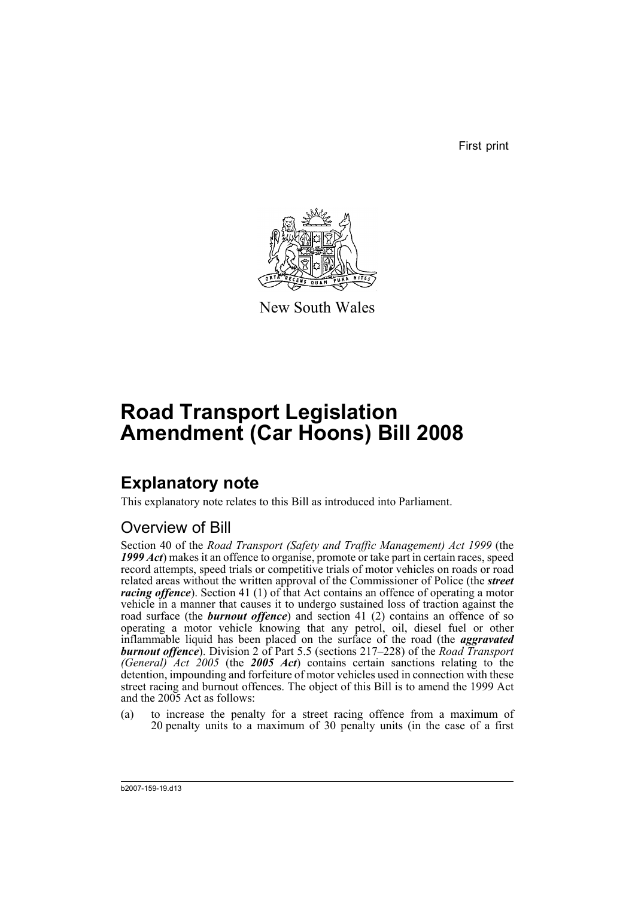First print

New South Wales

# Road Transport Legislation Amendment (Car Hoons) Bill 2008

## Explanatory note

This explanatory note relates to this Bill as introduced into Parliament.

### Overview of Bill

Section 40 of the *Road Transport (Safety and Traffic Management) Act 1999* (the ***1999 Act***) makes it an offence to organise, promote or take part in certain races, speed record attempts, speed trials or competitive trials of motor vehicles on roads or road related areas without the written approval of the Commissioner of Police (the ***street racing offence***). Section 41 (1) of that Act contains an offence of operating a motor vehicle in a manner that causes it to undergo sustained loss of traction against the road surface (the ***burnout offence***) and section 41 (2) contains an offence of so operating a motor vehicle knowing that any petrol, oil, diesel fuel or other inflammable liquid has been placed on the surface of the road (the ***aggravated burnout offence***). Division 2 of Part 5.5 (sections 217–228) of the *Road Transport (General) Act 2005* (the ***2005 Act***) contains certain sanctions relating to the detention, impounding and forfeiture of motor vehicles used in connection with these street racing and burnout offences. The object of this Bill is to amend the 1999 Act and the 2005 Act as follows:

(a) to increase the penalty for a street racing offence from a maximum of 20 penalty units to a maximum of 30 penalty units (in the case of a first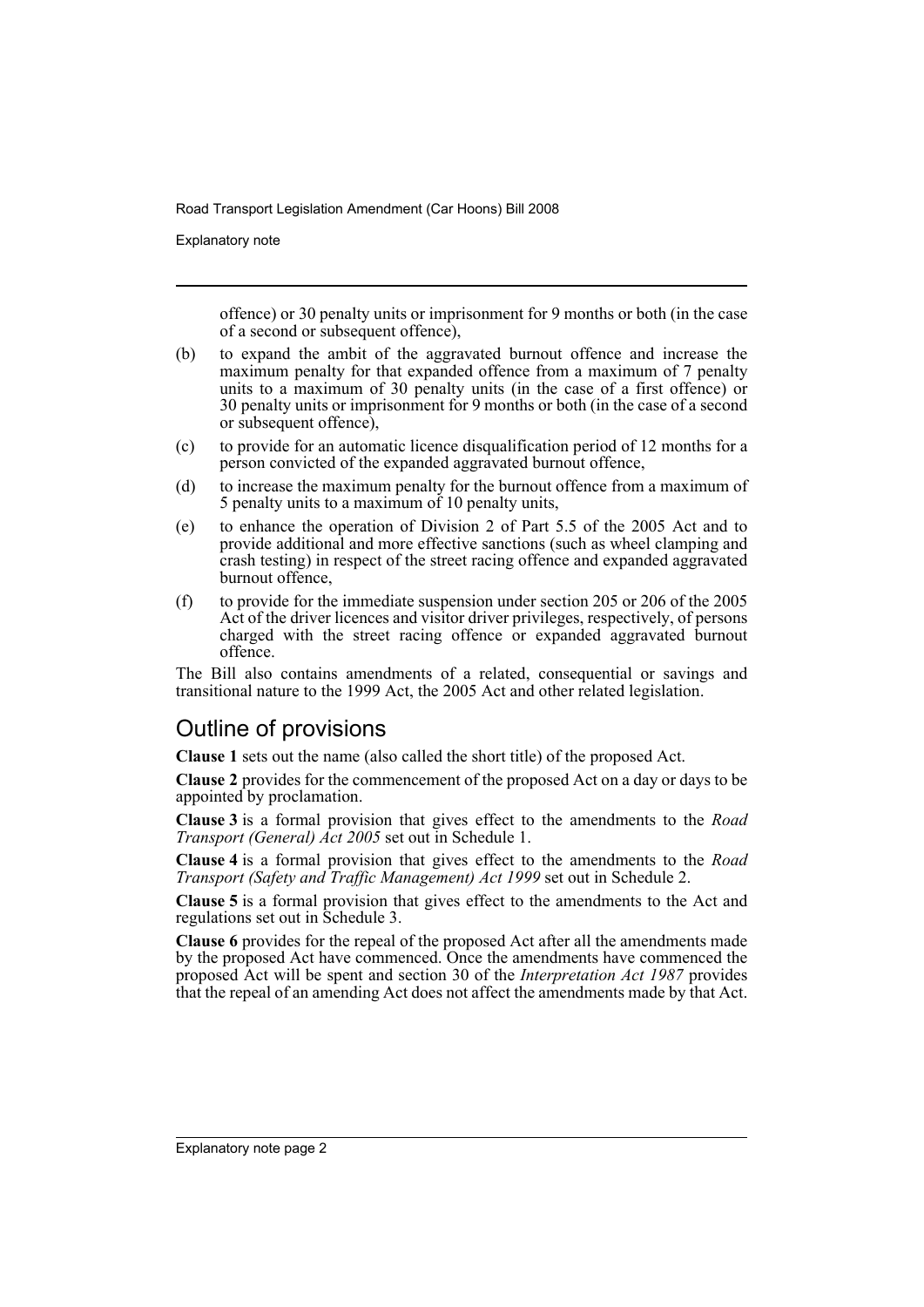offence) or 30 penalty units or imprisonment for 9 months or both (in the case of a second or subsequent offence),

(b) to expand the ambit of the aggravated burnout offence and increase the maximum penalty for that expanded offence from a maximum of 7 penalty units to a maximum of 30 penalty units (in the case of a first offence) or 30 penalty units or imprisonment for 9 months or both (in the case of a second or subsequent offence),

(c) to provide for an automatic licence disqualification period of 12 months for a person convicted of the expanded aggravated burnout offence,

(d) to increase the maximum penalty for the burnout offence from a maximum of 5 penalty units to a maximum of 10 penalty units,

(e) to enhance the operation of Division 2 of Part 5.5 of the 2005 Act and to provide additional and more effective sanctions (such as wheel clamping and crash testing) in respect of the street racing offence and expanded aggravated burnout offence,

(f) to provide for the immediate suspension under section 205 or 206 of the 2005 Act of the driver licences and visitor driver privileges, respectively, of persons charged with the street racing offence or expanded aggravated burnout offence.

The Bill also contains amendments of a related, consequential or savings and transitional nature to the 1999 Act, the 2005 Act and other related legislation.

## Outline of provisions

**Clause 1** sets out the name (also called the short title) of the proposed Act.

**Clause 2** provides for the commencement of the proposed Act on a day or days to be appointed by proclamation.

**Clause 3** is a formal provision that gives effect to the amendments to the *Road Transport (General) Act 2005* set out in Schedule 1.

**Clause 4** is a formal provision that gives effect to the amendments to the *Road Transport (Safety and Traffic Management) Act 1999* set out in Schedule 2.

**Clause 5** is a formal provision that gives effect to the amendments to the Act and regulations set out in Schedule 3.

**Clause 6** provides for the repeal of the proposed Act after all the amendments made by the proposed Act have commenced. Once the amendments have commenced the proposed Act will be spent and section 30 of the *Interpretation Act 1987* provides that the repeal of an amending Act does not affect the amendments made by that Act.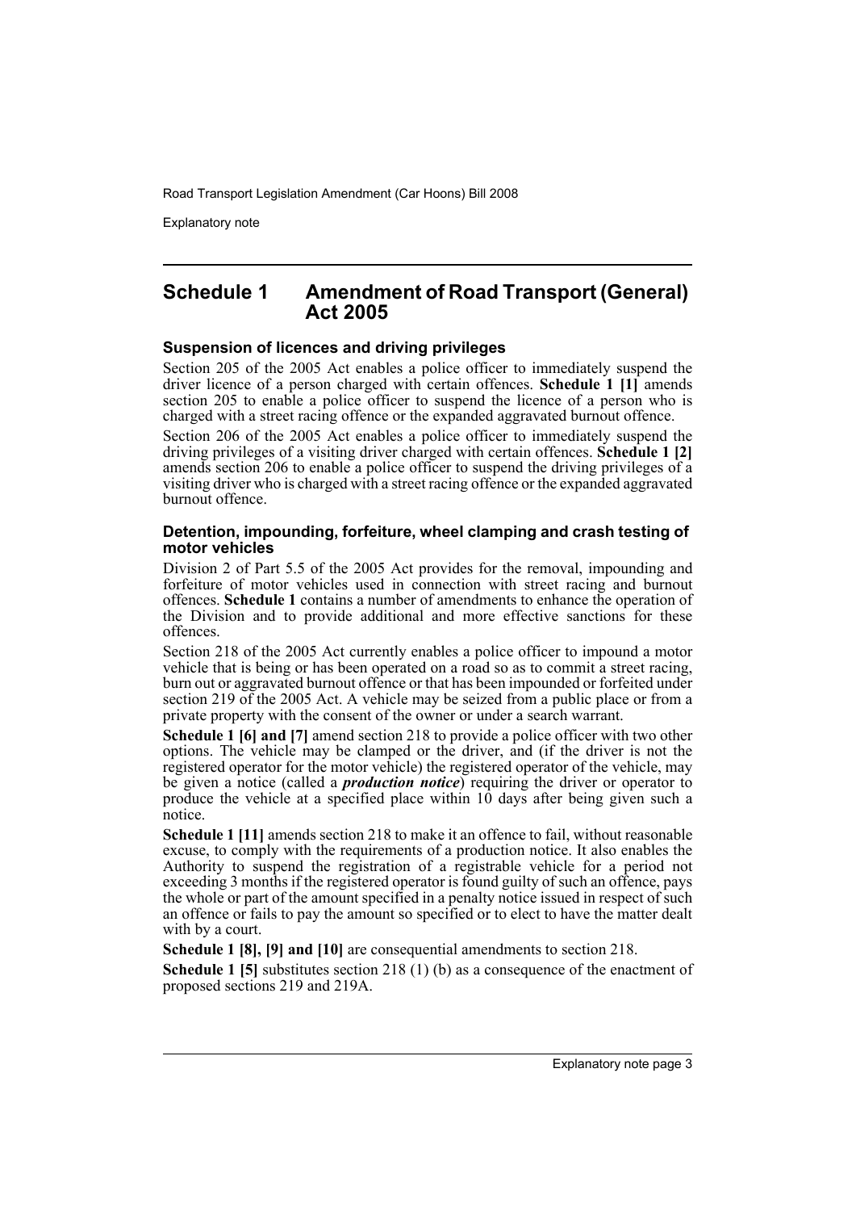## Schedule 1 Amendment of Road Transport (General) Act 2005

### Suspension of licences and driving privileges

Section 205 of the 2005 Act enables a police officer to immediately suspend the driver licence of a person charged with certain offences. **Schedule 1 [1]** amends section 205 to enable a police officer to suspend the licence of a person who is charged with a street racing offence or the expanded aggravated burnout offence.

Section 206 of the 2005 Act enables a police officer to immediately suspend the driving privileges of a visiting driver charged with certain offences. **Schedule 1 [2]** amends section 206 to enable a police officer to suspend the driving privileges of a visiting driver who is charged with a street racing offence or the expanded aggravated burnout offence.

### Detention, impounding, forfeiture, wheel clamping and crash testing of motor vehicles

Division 2 of Part 5.5 of the 2005 Act provides for the removal, impounding and forfeiture of motor vehicles used in connection with street racing and burnout offences. **Schedule 1** contains a number of amendments to enhance the operation of the Division and to provide additional and more effective sanctions for these offences.

Section 218 of the 2005 Act currently enables a police officer to impound a motor vehicle that is being or has been operated on a road so as to commit a street racing, burn out or aggravated burnout offence or that has been impounded or forfeited under section 219 of the 2005 Act. A vehicle may be seized from a public place or from a private property with the consent of the owner or under a search warrant.

**Schedule 1 [6] and [7]** amend section 218 to provide a police officer with two other options. The vehicle may be clamped or the driver, and (if the driver is not the registered operator for the motor vehicle) the registered operator of the vehicle, may be given a notice (called a ***production notice***) requiring the driver or operator to produce the vehicle at a specified place within 10 days after being given such a notice.

**Schedule 1 [11]** amends section 218 to make it an offence to fail, without reasonable excuse, to comply with the requirements of a production notice. It also enables the Authority to suspend the registration of a registrable vehicle for a period not exceeding 3 months if the registered operator is found guilty of such an offence, pays the whole or part of the amount specified in a penalty notice issued in respect of such an offence or fails to pay the amount so specified or to elect to have the matter dealt with by a court.

**Schedule 1 [8], [9] and [10]** are consequential amendments to section 218.

**Schedule 1 [5]** substitutes section 218 (1) (b) as a consequence of the enactment of proposed sections 219 and 219A.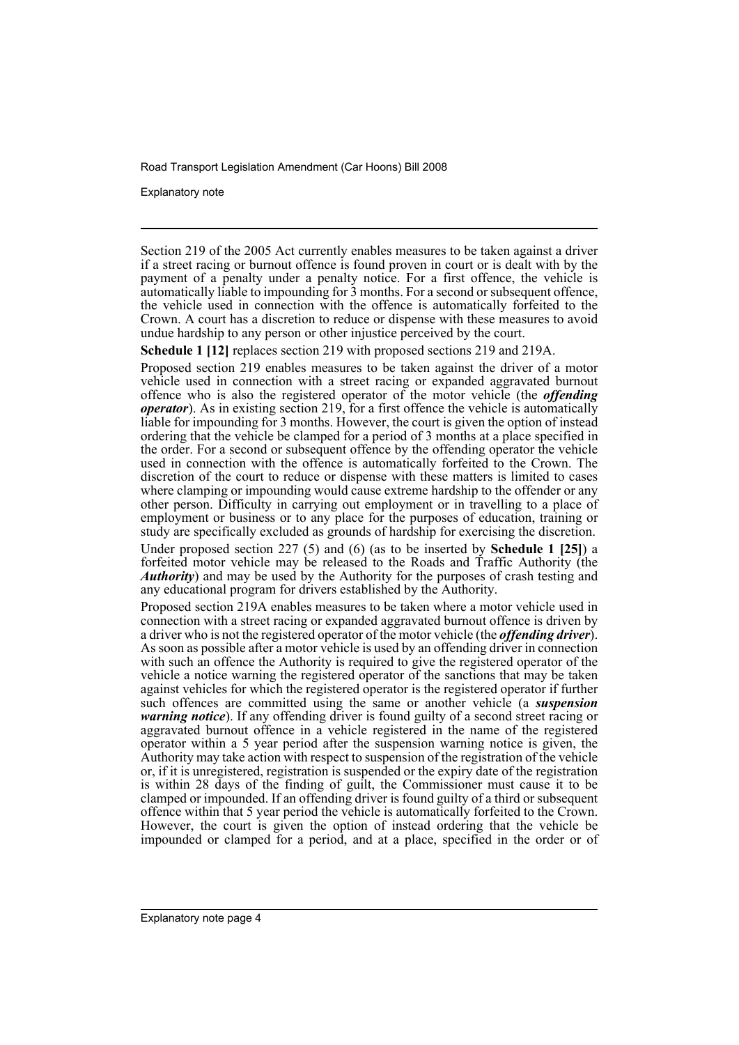Section 219 of the 2005 Act currently enables measures to be taken against a driver if a street racing or burnout offence is found proven in court or is dealt with by the payment of a penalty under a penalty notice. For a first offence, the vehicle is automatically liable to impounding for 3 months. For a second or subsequent offence, the vehicle used in connection with the offence is automatically forfeited to the Crown. A court has a discretion to reduce or dispense with these measures to avoid undue hardship to any person or other injustice perceived by the court.

**Schedule 1 [12]** replaces section 219 with proposed sections 219 and 219A.

Proposed section 219 enables measures to be taken against the driver of a motor vehicle used in connection with a street racing or expanded aggravated burnout offence who is also the registered operator of the motor vehicle (the ***offending operator***). As in existing section 219, for a first offence the vehicle is automatically liable for impounding for 3 months. However, the court is given the option of instead ordering that the vehicle be clamped for a period of 3 months at a place specified in the order. For a second or subsequent offence by the offending operator the vehicle used in connection with the offence is automatically forfeited to the Crown. The discretion of the court to reduce or dispense with these matters is limited to cases where clamping or impounding would cause extreme hardship to the offender or any other person. Difficulty in carrying out employment or in travelling to a place of employment or business or to any place for the purposes of education, training or study are specifically excluded as grounds of hardship for exercising the discretion.

Under proposed section 227 (5) and (6) (as to be inserted by **Schedule 1 [25]**) a forfeited motor vehicle may be released to the Roads and Traffic Authority (the ***Authority***) and may be used by the Authority for the purposes of crash testing and any educational program for drivers established by the Authority.

Proposed section 219A enables measures to be taken where a motor vehicle used in connection with a street racing or expanded aggravated burnout offence is driven by a driver who is not the registered operator of the motor vehicle (the ***offending driver***). As soon as possible after a motor vehicle is used by an offending driver in connection with such an offence the Authority is required to give the registered operator of the vehicle a notice warning the registered operator of the sanctions that may be taken against vehicles for which the registered operator is the registered operator if further such offences are committed using the same or another vehicle (a ***suspension warning notice***). If any offending driver is found guilty of a second street racing or aggravated burnout offence in a vehicle registered in the name of the registered operator within a 5 year period after the suspension warning notice is given, the Authority may take action with respect to suspension of the registration of the vehicle or, if it is unregistered, registration is suspended or the expiry date of the registration is within 28 days of the finding of guilt, the Commissioner must cause it to be clamped or impounded. If an offending driver is found guilty of a third or subsequent offence within that 5 year period the vehicle is automatically forfeited to the Crown. However, the court is given the option of instead ordering that the vehicle be impounded or clamped for a period, and at a place, specified in the order or of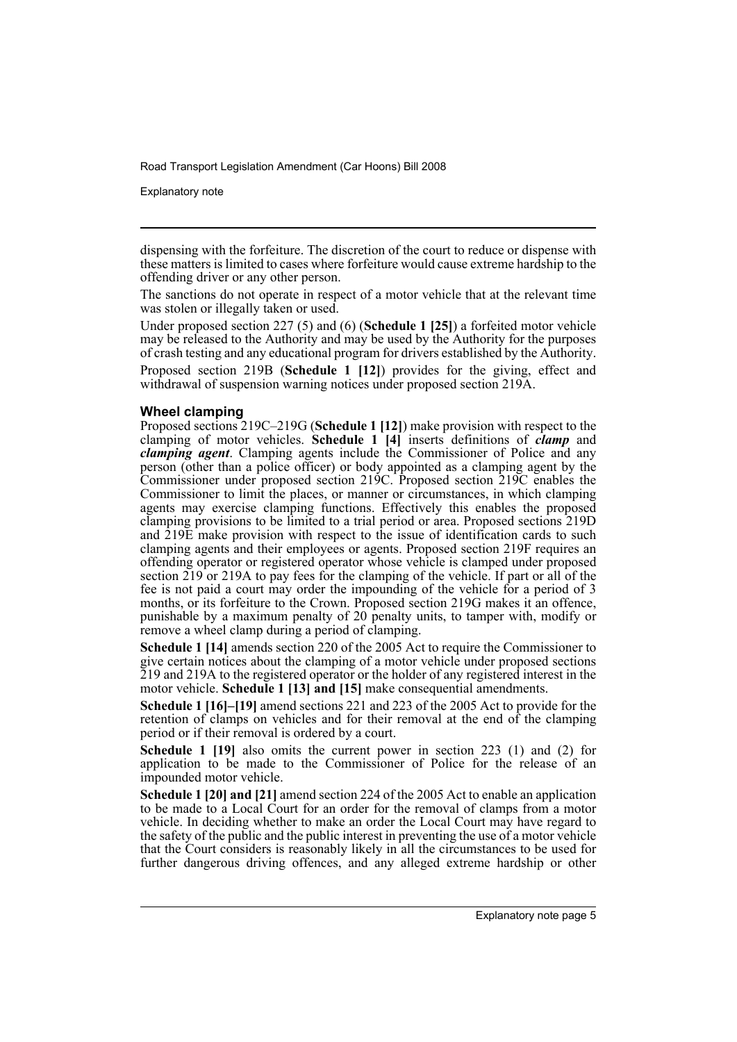dispensing with the forfeiture. The discretion of the court to reduce or dispense with these matters is limited to cases where forfeiture would cause extreme hardship to the offending driver or any other person.

The sanctions do not operate in respect of a motor vehicle that at the relevant time was stolen or illegally taken or used.

Under proposed section 227 (5) and (6) (**Schedule 1 [25]**) a forfeited motor vehicle may be released to the Authority and may be used by the Authority for the purposes of crash testing and any educational program for drivers established by the Authority.

Proposed section 219B (**Schedule 1 [12]**) provides for the giving, effect and withdrawal of suspension warning notices under proposed section 219A.

### Wheel clamping

Proposed sections 219C–219G (**Schedule 1 [12]**) make provision with respect to the clamping of motor vehicles. **Schedule 1 [4]** inserts definitions of ***clamp*** and ***clamping agent***. Clamping agents include the Commissioner of Police and any person (other than a police officer) or body appointed as a clamping agent by the Commissioner under proposed section 219C. Proposed section 219C enables the Commissioner to limit the places, or manner or circumstances, in which clamping agents may exercise clamping functions. Effectively this enables the proposed clamping provisions to be limited to a trial period or area. Proposed sections 219D and 219E make provision with respect to the issue of identification cards to such clamping agents and their employees or agents. Proposed section 219F requires an offending operator or registered operator whose vehicle is clamped under proposed section 219 or 219A to pay fees for the clamping of the vehicle. If part or all of the fee is not paid a court may order the impounding of the vehicle for a period of 3 months, or its forfeiture to the Crown. Proposed section 219G makes it an offence, punishable by a maximum penalty of 20 penalty units, to tamper with, modify or remove a wheel clamp during a period of clamping.

**Schedule 1 [14]** amends section 220 of the 2005 Act to require the Commissioner to give certain notices about the clamping of a motor vehicle under proposed sections 219 and 219A to the registered operator or the holder of any registered interest in the motor vehicle. **Schedule 1 [13] and [15]** make consequential amendments.

**Schedule 1 [16]–[19]** amend sections 221 and 223 of the 2005 Act to provide for the retention of clamps on vehicles and for their removal at the end of the clamping period or if their removal is ordered by a court.

**Schedule 1 [19]** also omits the current power in section 223 (1) and (2) for application to be made to the Commissioner of Police for the release of an impounded motor vehicle.

**Schedule 1 [20] and [21]** amend section 224 of the 2005 Act to enable an application to be made to a Local Court for an order for the removal of clamps from a motor vehicle. In deciding whether to make an order the Local Court may have regard to the safety of the public and the public interest in preventing the use of a motor vehicle that the Court considers is reasonably likely in all the circumstances to be used for further dangerous driving offences, and any alleged extreme hardship or other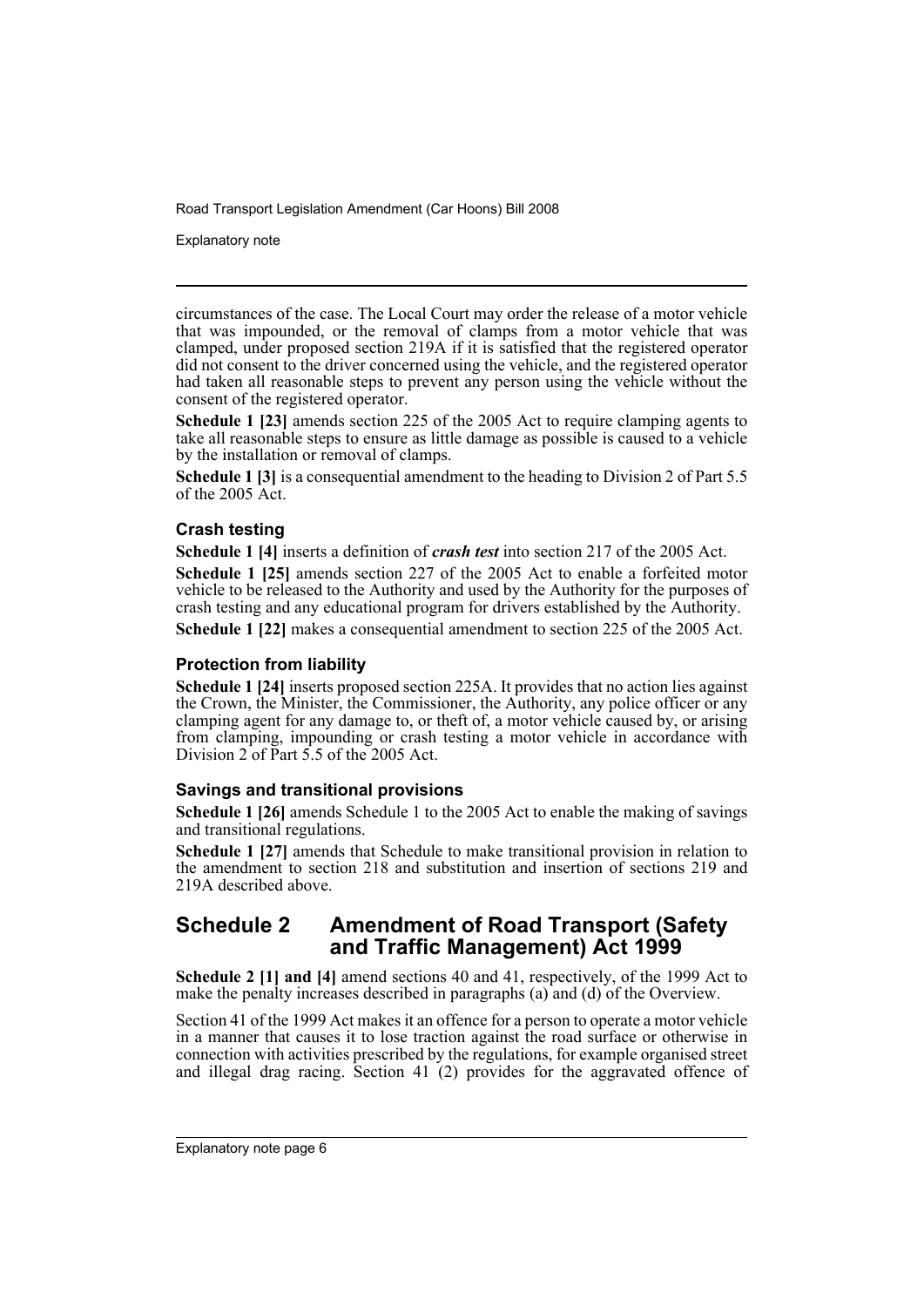circumstances of the case. The Local Court may order the release of a motor vehicle that was impounded, or the removal of clamps from a motor vehicle that was clamped, under proposed section 219A if it is satisfied that the registered operator did not consent to the driver concerned using the vehicle, and the registered operator had taken all reasonable steps to prevent any person using the vehicle without the consent of the registered operator.

**Schedule 1 [23]** amends section 225 of the 2005 Act to require clamping agents to take all reasonable steps to ensure as little damage as possible is caused to a vehicle by the installation or removal of clamps.

**Schedule 1 [3]** is a consequential amendment to the heading to Division 2 of Part 5.5 of the 2005 Act.

### Crash testing

**Schedule 1 [4]** inserts a definition of ***crash test*** into section 217 of the 2005 Act.

**Schedule 1 [25]** amends section 227 of the 2005 Act to enable a forfeited motor vehicle to be released to the Authority and used by the Authority for the purposes of crash testing and any educational program for drivers established by the Authority.

**Schedule 1 [22]** makes a consequential amendment to section 225 of the 2005 Act.

### Protection from liability

**Schedule 1 [24]** inserts proposed section 225A. It provides that no action lies against the Crown, the Minister, the Commissioner, the Authority, any police officer or any clamping agent for any damage to, or theft of, a motor vehicle caused by, or arising from clamping, impounding or crash testing a motor vehicle in accordance with Division 2 of Part 5.5 of the 2005 Act.

### Savings and transitional provisions

**Schedule 1 [26]** amends Schedule 1 to the 2005 Act to enable the making of savings and transitional regulations.

**Schedule 1 [27]** amends that Schedule to make transitional provision in relation to the amendment to section 218 and substitution and insertion of sections 219 and 219A described above.

## Schedule 2 Amendment of Road Transport (Safety and Traffic Management) Act 1999

**Schedule 2 [1] and [4]** amend sections 40 and 41, respectively, of the 1999 Act to make the penalty increases described in paragraphs (a) and (d) of the Overview.

Section 41 of the 1999 Act makes it an offence for a person to operate a motor vehicle in a manner that causes it to lose traction against the road surface or otherwise in connection with activities prescribed by the regulations, for example organised street and illegal drag racing. Section 41 (2) provides for the aggravated offence of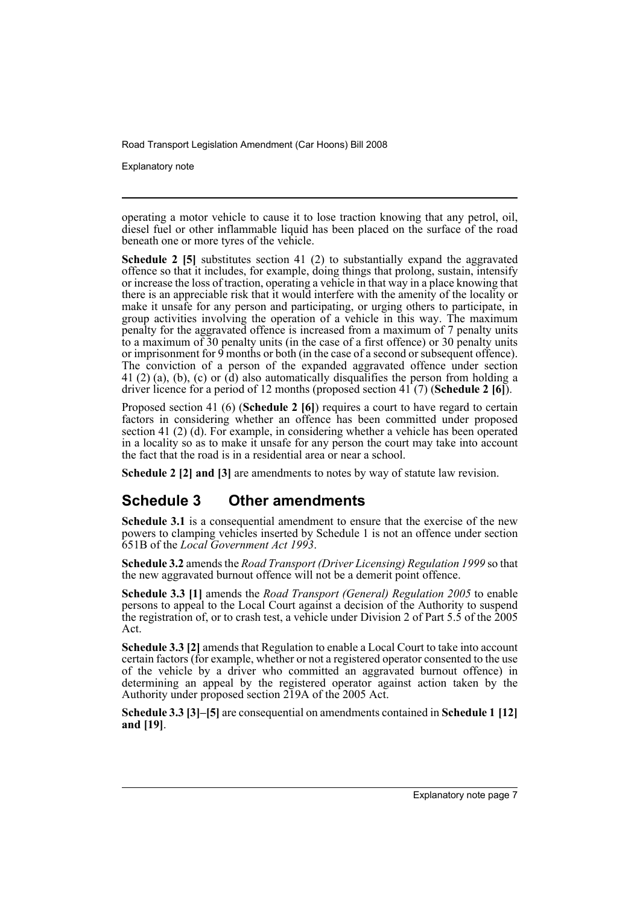operating a motor vehicle to cause it to lose traction knowing that any petrol, oil, diesel fuel or other inflammable liquid has been placed on the surface of the road beneath one or more tyres of the vehicle.

**Schedule 2 [5]** substitutes section 41 (2) to substantially expand the aggravated offence so that it includes, for example, doing things that prolong, sustain, intensify or increase the loss of traction, operating a vehicle in that way in a place knowing that there is an appreciable risk that it would interfere with the amenity of the locality or make it unsafe for any person and participating, or urging others to participate, in group activities involving the operation of a vehicle in this way. The maximum penalty for the aggravated offence is increased from a maximum of 7 penalty units to a maximum of 30 penalty units (in the case of a first offence) or 30 penalty units or imprisonment for 9 months or both (in the case of a second or subsequent offence). The conviction of a person of the expanded aggravated offence under section 41 (2) (a), (b), (c) or (d) also automatically disqualifies the person from holding a driver licence for a period of 12 months (proposed section 41 (7) (**Schedule 2 [6]**).

Proposed section 41 (6) (**Schedule 2 [6]**) requires a court to have regard to certain factors in considering whether an offence has been committed under proposed section 41 (2) (d). For example, in considering whether a vehicle has been operated in a locality so as to make it unsafe for any person the court may take into account the fact that the road is in a residential area or near a school.

**Schedule 2 [2] and [3]** are amendments to notes by way of statute law revision.

## Schedule 3 Other amendments

**Schedule 3.1** is a consequential amendment to ensure that the exercise of the new powers to clamping vehicles inserted by Schedule 1 is not an offence under section 651B of the *Local Government Act 1993*.

**Schedule 3.2** amends the *Road Transport (Driver Licensing) Regulation 1999* so that the new aggravated burnout offence will not be a demerit point offence.

**Schedule 3.3 [1]** amends the *Road Transport (General) Regulation 2005* to enable persons to appeal to the Local Court against a decision of the Authority to suspend the registration of, or to crash test, a vehicle under Division 2 of Part 5.5 of the 2005 Act.

**Schedule 3.3 [2]** amends that Regulation to enable a Local Court to take into account certain factors (for example, whether or not a registered operator consented to the use of the vehicle by a driver who committed an aggravated burnout offence) in determining an appeal by the registered operator against action taken by the Authority under proposed section 219A of the 2005 Act.

**Schedule 3.3 [3]–[5]** are consequential on amendments contained in **Schedule 1 [12] and [19]**.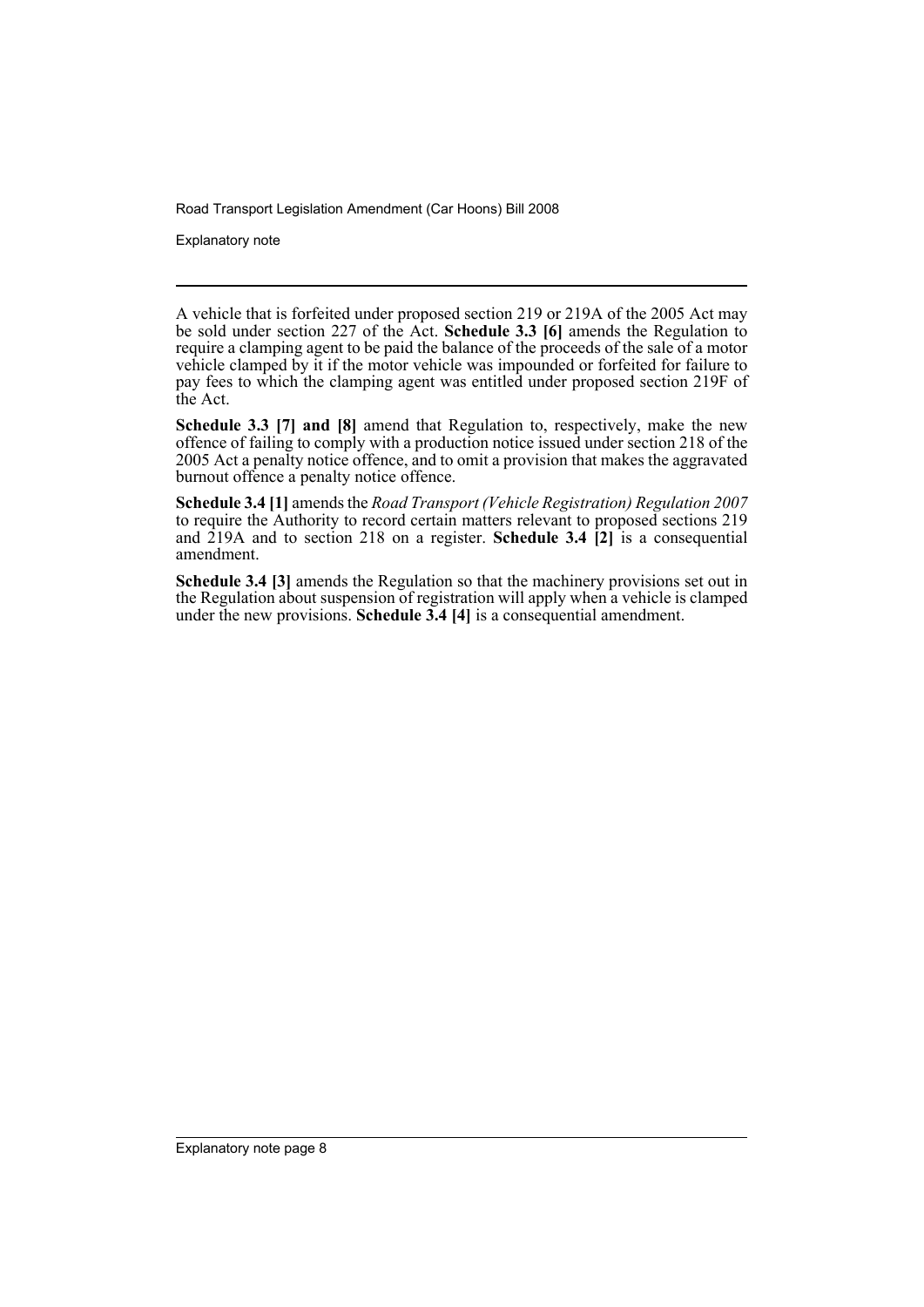A vehicle that is forfeited under proposed section 219 or 219A of the 2005 Act may be sold under section 227 of the Act. **Schedule 3.3 [6]** amends the Regulation to require a clamping agent to be paid the balance of the proceeds of the sale of a motor vehicle clamped by it if the motor vehicle was impounded or forfeited for failure to pay fees to which the clamping agent was entitled under proposed section 219F of the Act.

**Schedule 3.3 [7] and [8]** amend that Regulation to, respectively, make the new offence of failing to comply with a production notice issued under section 218 of the 2005 Act a penalty notice offence, and to omit a provision that makes the aggravated burnout offence a penalty notice offence.

**Schedule 3.4 [1]** amends the *Road Transport (Vehicle Registration) Regulation 2007* to require the Authority to record certain matters relevant to proposed sections 219 and 219A and to section 218 on a register. **Schedule 3.4 [2]** is a consequential amendment.

**Schedule 3.4 [3]** amends the Regulation so that the machinery provisions set out in the Regulation about suspension of registration will apply when a vehicle is clamped under the new provisions. **Schedule 3.4 [4]** is a consequential amendment.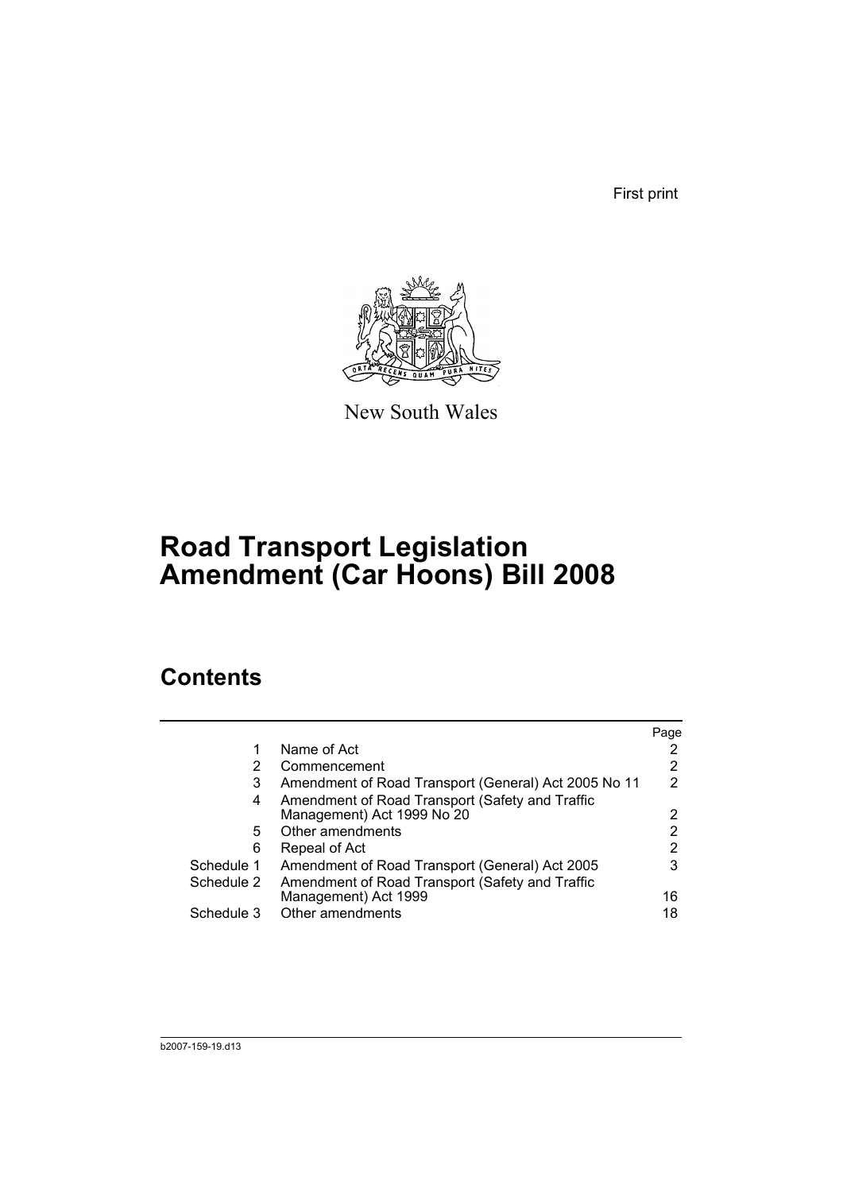First print

New South Wales

# Road Transport Legislation Amendment (Car Hoons) Bill 2008

## Contents

| | | Page |
|---|---|---|
| 1 | Name of Act | 2 |
| 2 | Commencement | 2 |
| 3 | Amendment of Road Transport (General) Act 2005 No 11 | 2 |
| 4 | Amendment of Road Transport (Safety and Traffic Management) Act 1999 No 20 | 2 |
| 5 | Other amendments | 2 |
| 6 | Repeal of Act | 2 |
| Schedule 1 | Amendment of Road Transport (General) Act 2005 | 3 |
| Schedule 2 | Amendment of Road Transport (Safety and Traffic Management) Act 1999 | 16 |
| Schedule 3 | Other amendments | 18 |

b2007-159-19.d13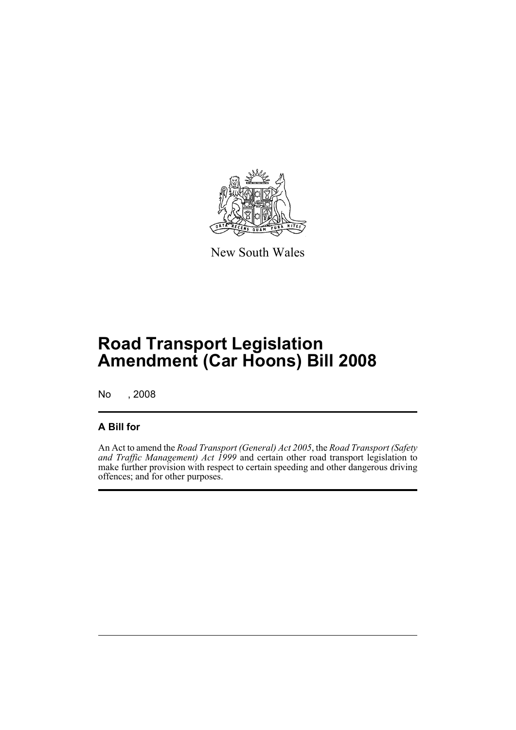New South Wales

# Road Transport Legislation Amendment (Car Hoons) Bill 2008

No , 2008

## A Bill for

An Act to amend the *Road Transport (General) Act 2005*, the *Road Transport (Safety and Traffic Management) Act 1999* and certain other road transport legislation to make further provision with respect to certain speeding and other dangerous driving offences; and for other purposes.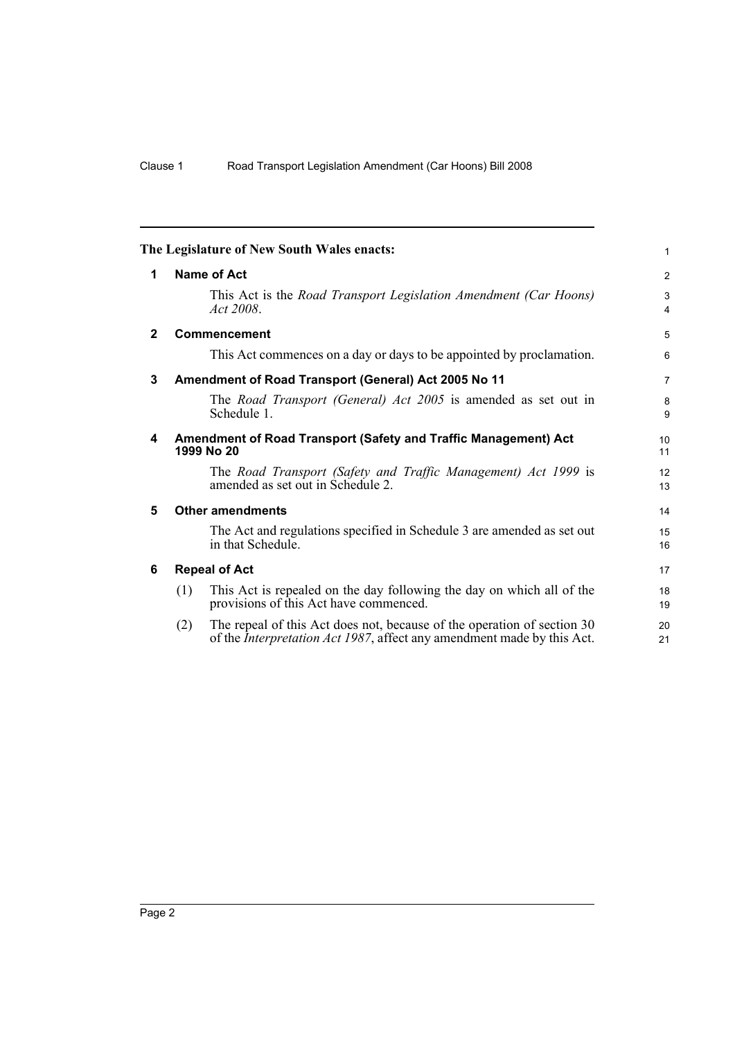**The Legislature of New South Wales enacts:**

## 1 Name of Act

This Act is the *Road Transport Legislation Amendment (Car Hoons) Act 2008*.

## 2 Commencement

This Act commences on a day or days to be appointed by proclamation.

## 3 Amendment of Road Transport (General) Act 2005 No 11

The *Road Transport (General) Act 2005* is amended as set out in Schedule 1.

## 4 Amendment of Road Transport (Safety and Traffic Management) Act 1999 No 20

The *Road Transport (Safety and Traffic Management) Act 1999* is amended as set out in Schedule 2.

## 5 Other amendments

The Act and regulations specified in Schedule 3 are amended as set out in that Schedule.

## 6 Repeal of Act

(1) This Act is repealed on the day following the day on which all of the provisions of this Act have commenced.

(2) The repeal of this Act does not, because of the operation of section 30 of the *Interpretation Act 1987*, affect any amendment made by this Act.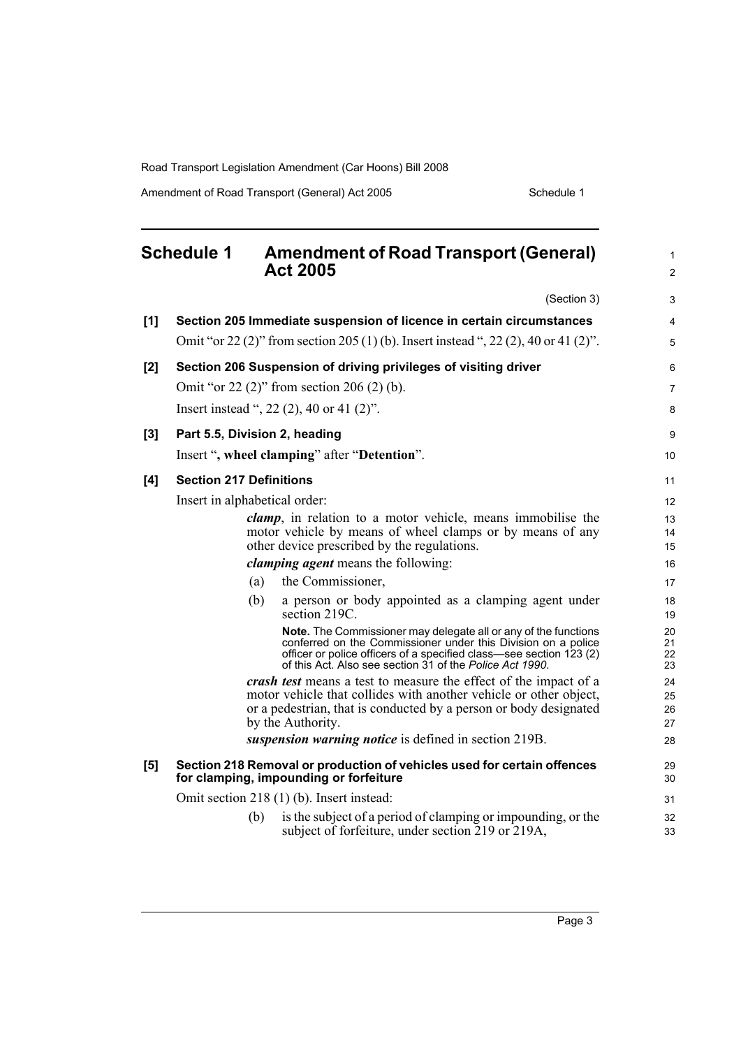## Schedule 1 Amendment of Road Transport (General) Act 2005

(Section 3)

**[1] Section 205 Immediate suspension of licence in certain circumstances**

Omit "or 22 (2)" from section 205 (1) (b). Insert instead ", 22 (2), 40 or 41 (2)".

**[2] Section 206 Suspension of driving privileges of visiting driver**

Omit "or 22 (2)" from section 206 (2) (b).

Insert instead ", 22 (2), 40 or 41 (2)".

**[3] Part 5.5, Division 2, heading**

Insert "**, wheel clamping**" after "**Detention**".

**[4] Section 217 Definitions**

Insert in alphabetical order:

> ***clamp***, in relation to a motor vehicle, means immobilise the motor vehicle by means of wheel clamps or by means of any other device prescribed by the regulations.
>
> ***clamping agent*** means the following:
>
> (a) the Commissioner,
>
> (b) a person or body appointed as a clamping agent under section 219C.
>
> **Note.** The Commissioner may delegate all or any of the functions conferred on the Commissioner under this Division on a police officer or police officers of a specified class—see section 123 (2) of this Act. Also see section 31 of the *Police Act 1990*.
>
> ***crash test*** means a test to measure the effect of the impact of a motor vehicle that collides with another vehicle or other object, or a pedestrian, that is conducted by a person or body designated by the Authority.
>
> ***suspension warning notice*** is defined in section 219B.

**[5] Section 218 Removal or production of vehicles used for certain offences for clamping, impounding or forfeiture**

Omit section 218 (1) (b). Insert instead:

> (b) is the subject of a period of clamping or impounding, or the subject of forfeiture, under section 219 or 219A,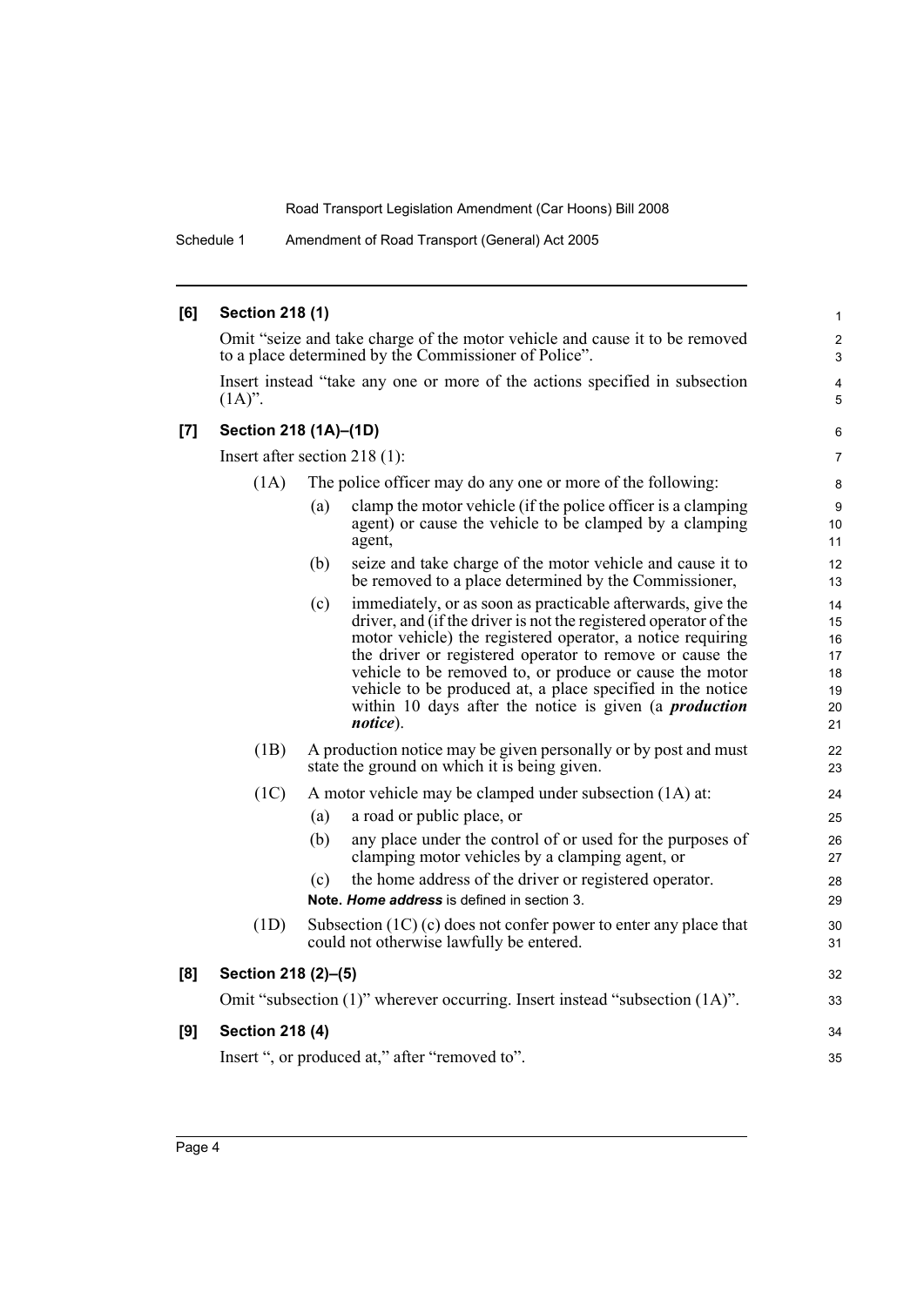### [6] Section 218 (1)

Omit "seize and take charge of the motor vehicle and cause it to be removed to a place determined by the Commissioner of Police".

Insert instead "take any one or more of the actions specified in subsection (1A)".

### [7] Section 218 (1A)–(1D)

Insert after section 218 (1):

(1A) The police officer may do any one or more of the following:

- (a) clamp the motor vehicle (if the police officer is a clamping agent) or cause the vehicle to be clamped by a clamping agent,
- (b) seize and take charge of the motor vehicle and cause it to be removed to a place determined by the Commissioner,
- (c) immediately, or as soon as practicable afterwards, give the driver, and (if the driver is not the registered operator of the motor vehicle) the registered operator, a notice requiring the driver or registered operator to remove or cause the vehicle to be removed to, or produce or cause the motor vehicle to be produced at, a place specified in the notice within 10 days after the notice is given (a ***production notice***).

(1B) A production notice may be given personally or by post and must state the ground on which it is being given.

(1C) A motor vehicle may be clamped under subsection (1A) at:

- (a) a road or public place, or
- (b) any place under the control of or used for the purposes of clamping motor vehicles by a clamping agent, or
- (c) the home address of the driver or registered operator.

**Note.** ***Home address*** is defined in section 3.

(1D) Subsection (1C) (c) does not confer power to enter any place that could not otherwise lawfully be entered.

### [8] Section 218 (2)–(5)

Omit "subsection (1)" wherever occurring. Insert instead "subsection (1A)".

### [9] Section 218 (4)

Insert ", or produced at," after "removed to".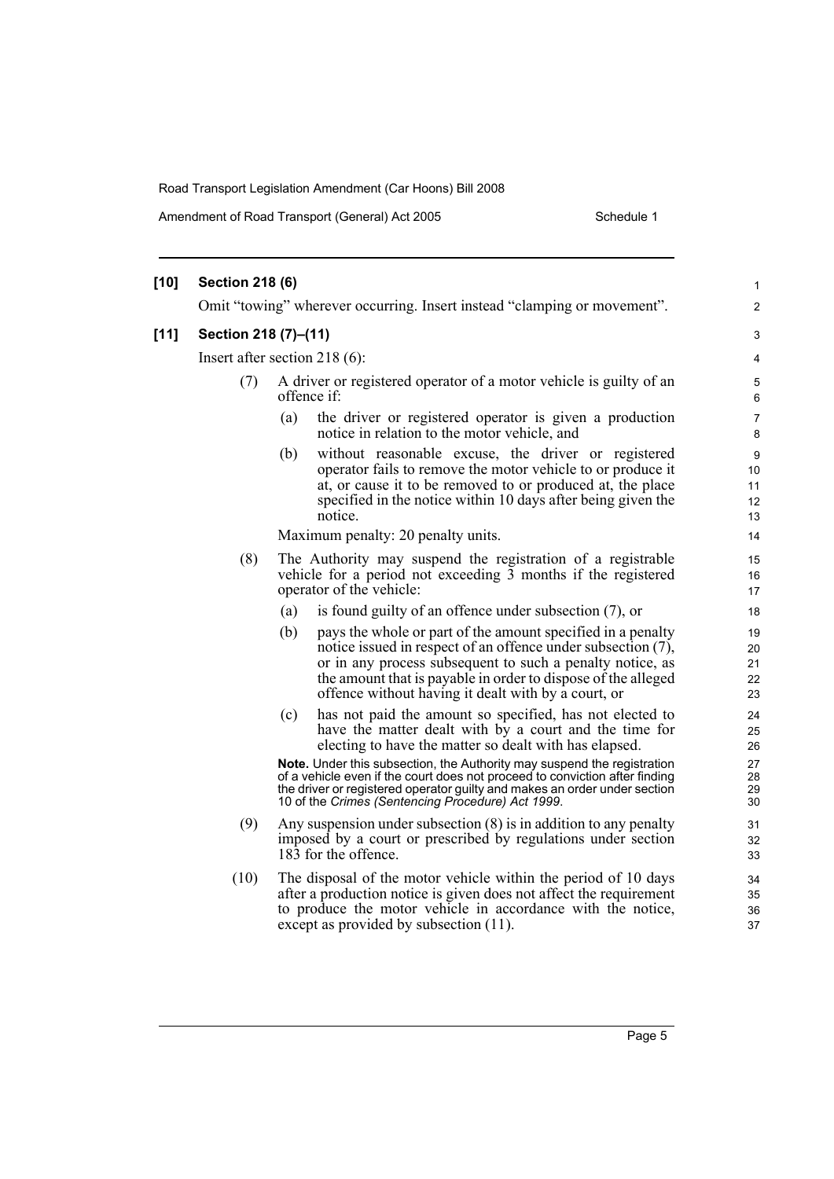**[10] Section 218 (6)**

Omit "towing" wherever occurring. Insert instead "clamping or movement".

**[11] Section 218 (7)–(11)**

Insert after section 218 (6):

(7) A driver or registered operator of a motor vehicle is guilty of an offence if:

- (a) the driver or registered operator is given a production notice in relation to the motor vehicle, and
- (b) without reasonable excuse, the driver or registered operator fails to remove the motor vehicle to or produce it at, or cause it to be removed to or produced at, the place specified in the notice within 10 days after being given the notice.

Maximum penalty: 20 penalty units.

(8) The Authority may suspend the registration of a registrable vehicle for a period not exceeding 3 months if the registered operator of the vehicle:

- (a) is found guilty of an offence under subsection (7), or
- (b) pays the whole or part of the amount specified in a penalty notice issued in respect of an offence under subsection (7), or in any process subsequent to such a penalty notice, as the amount that is payable in order to dispose of the alleged offence without having it dealt with by a court, or
- (c) has not paid the amount so specified, has not elected to have the matter dealt with by a court and the time for electing to have the matter so dealt with has elapsed.

**Note.** Under this subsection, the Authority may suspend the registration of a vehicle even if the court does not proceed to conviction after finding the driver or registered operator guilty and makes an order under section 10 of the *Crimes (Sentencing Procedure) Act 1999*.

(9) Any suspension under subsection (8) is in addition to any penalty imposed by a court or prescribed by regulations under section 183 for the offence.

(10) The disposal of the motor vehicle within the period of 10 days after a production notice is given does not affect the requirement to produce the motor vehicle in accordance with the notice, except as provided by subsection (11).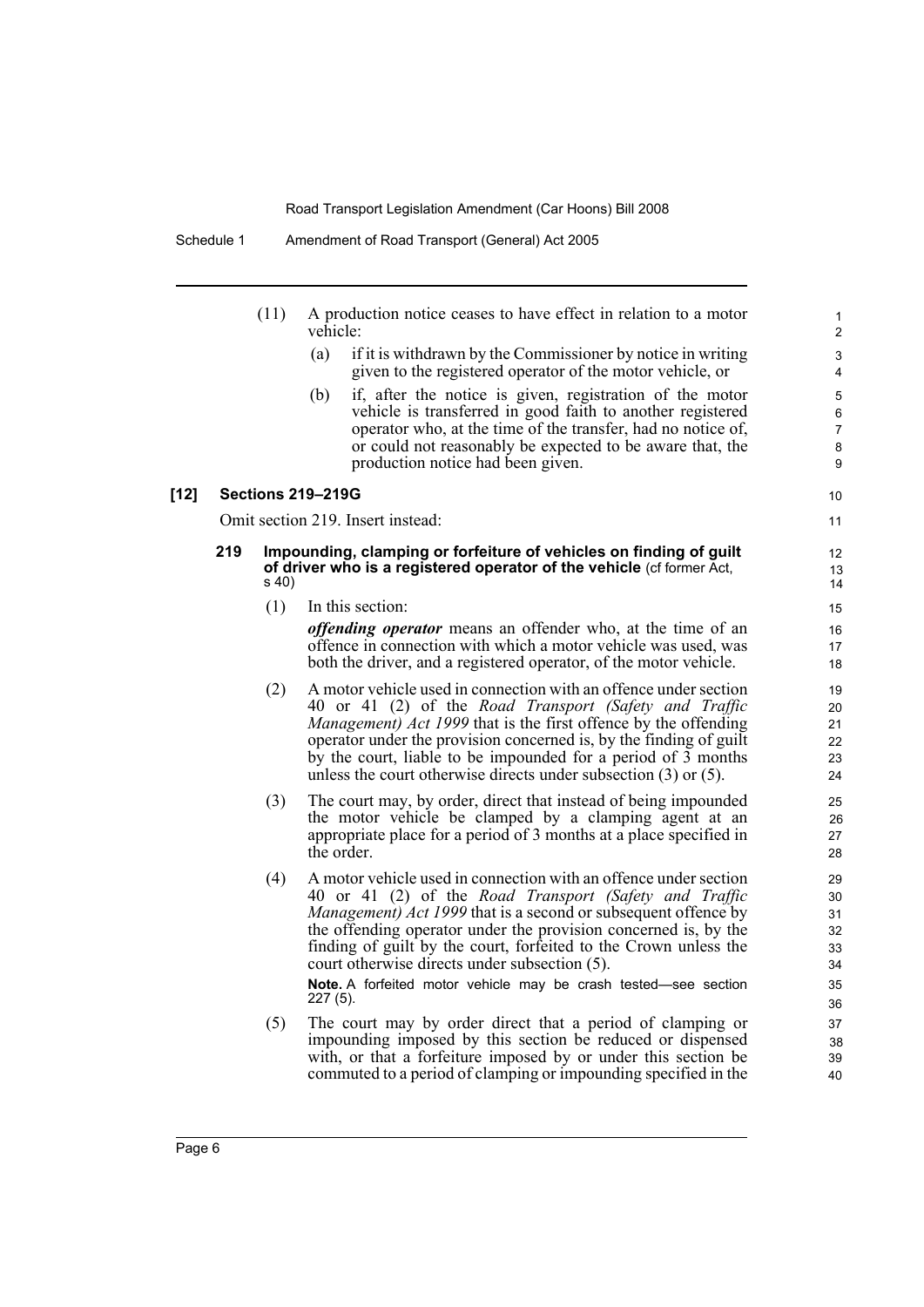(11) A production notice ceases to have effect in relation to a motor vehicle:

(a) if it is withdrawn by the Commissioner by notice in writing given to the registered operator of the motor vehicle, or

(b) if, after the notice is given, registration of the motor vehicle is transferred in good faith to another registered operator who, at the time of the transfer, had no notice of, or could not reasonably be expected to be aware that, the production notice had been given.

**[12] Sections 219–219G**

Omit section 219. Insert instead:

**219 Impounding, clamping or forfeiture of vehicles on finding of guilt of driver who is a registered operator of the vehicle** (cf former Act, s 40)

(1) In this section:

***offending operator*** means an offender who, at the time of an offence in connection with which a motor vehicle was used, was both the driver, and a registered operator, of the motor vehicle.

(2) A motor vehicle used in connection with an offence under section 40 or 41 (2) of the *Road Transport (Safety and Traffic Management) Act 1999* that is the first offence by the offending operator under the provision concerned is, by the finding of guilt by the court, liable to be impounded for a period of 3 months unless the court otherwise directs under subsection (3) or (5).

(3) The court may, by order, direct that instead of being impounded the motor vehicle be clamped by a clamping agent at an appropriate place for a period of 3 months at a place specified in the order.

(4) A motor vehicle used in connection with an offence under section 40 or 41 (2) of the *Road Transport (Safety and Traffic Management) Act 1999* that is a second or subsequent offence by the offending operator under the provision concerned is, by the finding of guilt by the court, forfeited to the Crown unless the court otherwise directs under subsection (5).

**Note.** A forfeited motor vehicle may be crash tested—see section 227 (5).

(5) The court may by order direct that a period of clamping or impounding imposed by this section be reduced or dispensed with, or that a forfeiture imposed by or under this section be commuted to a period of clamping or impounding specified in the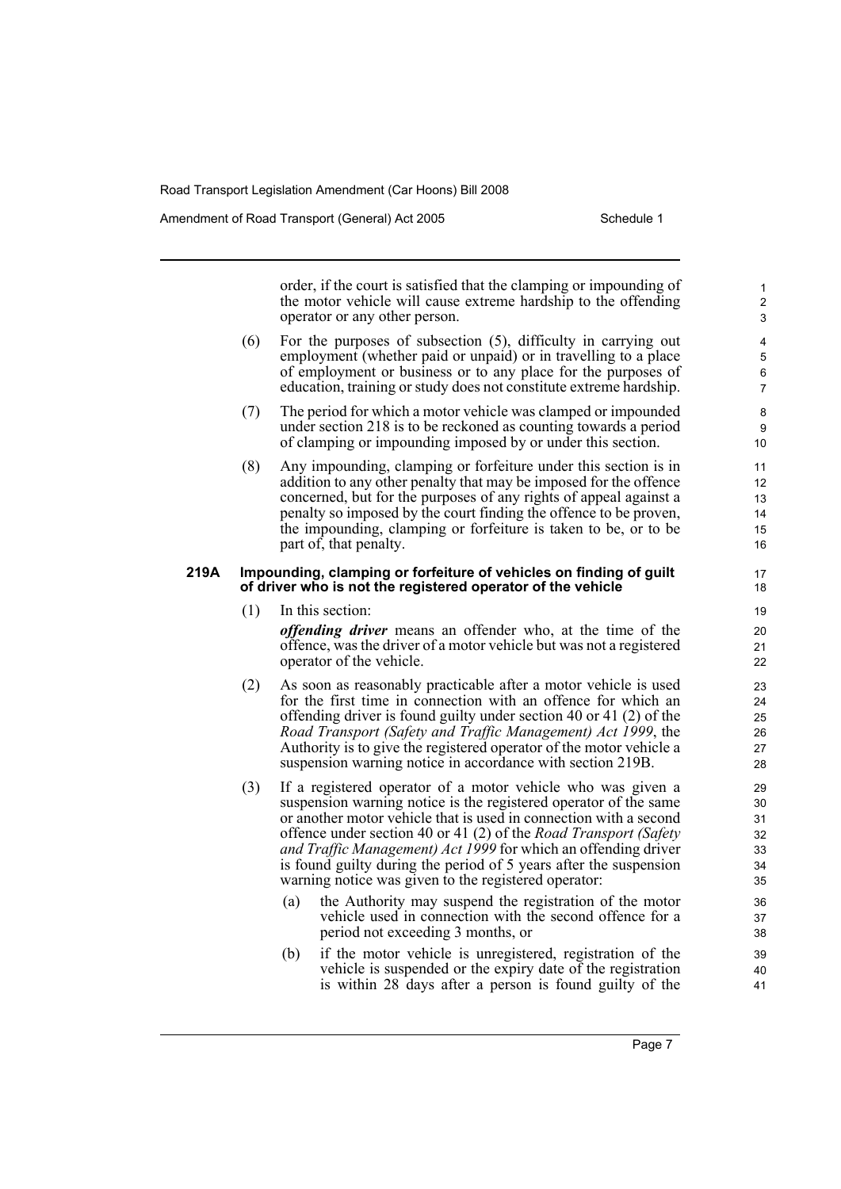order, if the court is satisfied that the clamping or impounding of the motor vehicle will cause extreme hardship to the offending operator or any other person.

(6) For the purposes of subsection (5), difficulty in carrying out employment (whether paid or unpaid) or in travelling to a place of employment or business or to any place for the purposes of education, training or study does not constitute extreme hardship.

(7) The period for which a motor vehicle was clamped or impounded under section 218 is to be reckoned as counting towards a period of clamping or impounding imposed by or under this section.

(8) Any impounding, clamping or forfeiture under this section is in addition to any other penalty that may be imposed for the offence concerned, but for the purposes of any rights of appeal against a penalty so imposed by the court finding the offence to be proven, the impounding, clamping or forfeiture is taken to be, or to be part of, that penalty.

### 219A Impounding, clamping or forfeiture of vehicles on finding of guilt of driver who is not the registered operator of the vehicle

(1) In this section:

***offending driver*** means an offender who, at the time of the offence, was the driver of a motor vehicle but was not a registered operator of the vehicle.

(2) As soon as reasonably practicable after a motor vehicle is used for the first time in connection with an offence for which an offending driver is found guilty under section 40 or 41 (2) of the *Road Transport (Safety and Traffic Management) Act 1999*, the Authority is to give the registered operator of the motor vehicle a suspension warning notice in accordance with section 219B.

(3) If a registered operator of a motor vehicle who was given a suspension warning notice is the registered operator of the same or another motor vehicle that is used in connection with a second offence under section 40 or 41 (2) of the *Road Transport (Safety and Traffic Management) Act 1999* for which an offending driver is found guilty during the period of 5 years after the suspension warning notice was given to the registered operator:

(a) the Authority may suspend the registration of the motor vehicle used in connection with the second offence for a period not exceeding 3 months, or

(b) if the motor vehicle is unregistered, registration of the vehicle is suspended or the expiry date of the registration is within 28 days after a person is found guilty of the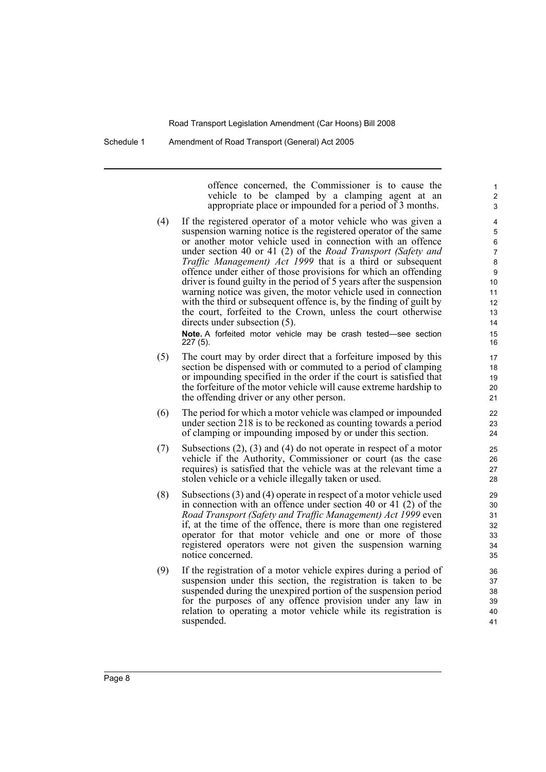offence concerned, the Commissioner is to cause the vehicle to be clamped by a clamping agent at an appropriate place or impounded for a period of 3 months.

(4) If the registered operator of a motor vehicle who was given a suspension warning notice is the registered operator of the same or another motor vehicle used in connection with an offence under section 40 or 41 (2) of the *Road Transport (Safety and Traffic Management) Act 1999* that is a third or subsequent offence under either of those provisions for which an offending driver is found guilty in the period of 5 years after the suspension warning notice was given, the motor vehicle used in connection with the third or subsequent offence is, by the finding of guilt by the court, forfeited to the Crown, unless the court otherwise directs under subsection (5).

**Note.** A forfeited motor vehicle may be crash tested—see section 227 (5).

(5) The court may by order direct that a forfeiture imposed by this section be dispensed with or commuted to a period of clamping or impounding specified in the order if the court is satisfied that the forfeiture of the motor vehicle will cause extreme hardship to the offending driver or any other person.

(6) The period for which a motor vehicle was clamped or impounded under section 218 is to be reckoned as counting towards a period of clamping or impounding imposed by or under this section.

(7) Subsections (2), (3) and (4) do not operate in respect of a motor vehicle if the Authority, Commissioner or court (as the case requires) is satisfied that the vehicle was at the relevant time a stolen vehicle or a vehicle illegally taken or used.

(8) Subsections (3) and (4) operate in respect of a motor vehicle used in connection with an offence under section 40 or 41 (2) of the *Road Transport (Safety and Traffic Management) Act 1999* even if, at the time of the offence, there is more than one registered operator for that motor vehicle and one or more of those registered operators were not given the suspension warning notice concerned.

(9) If the registration of a motor vehicle expires during a period of suspension under this section, the registration is taken to be suspended during the unexpired portion of the suspension period for the purposes of any offence provision under any law in relation to operating a motor vehicle while its registration is suspended.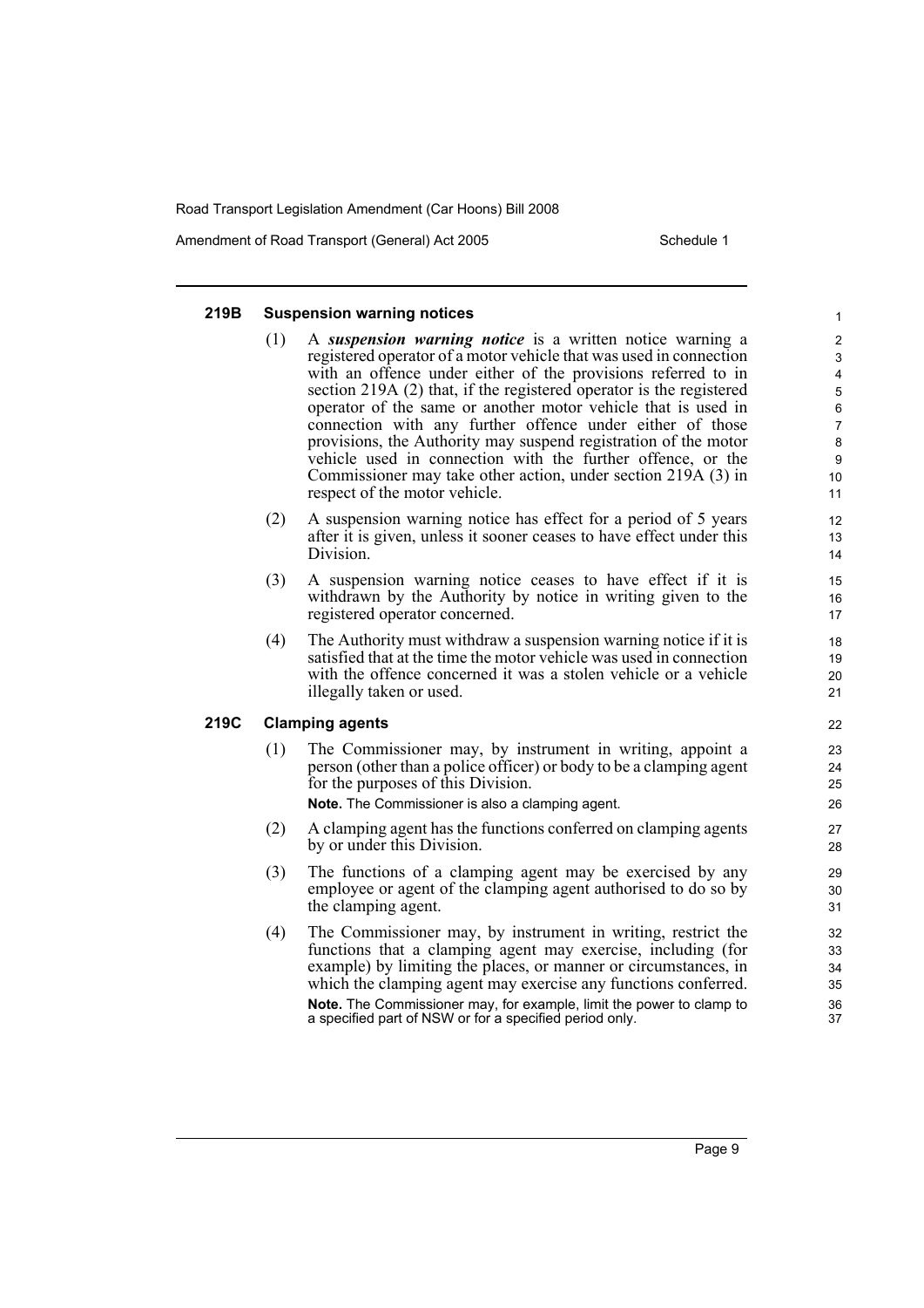### 219B Suspension warning notices

(1) A ***suspension warning notice*** is a written notice warning a registered operator of a motor vehicle that was used in connection with an offence under either of the provisions referred to in section 219A (2) that, if the registered operator is the registered operator of the same or another motor vehicle that is used in connection with any further offence under either of those provisions, the Authority may suspend registration of the motor vehicle used in connection with the further offence, or the Commissioner may take other action, under section 219A (3) in respect of the motor vehicle.

(2) A suspension warning notice has effect for a period of 5 years after it is given, unless it sooner ceases to have effect under this Division.

(3) A suspension warning notice ceases to have effect if it is withdrawn by the Authority by notice in writing given to the registered operator concerned.

(4) The Authority must withdraw a suspension warning notice if it is satisfied that at the time the motor vehicle was used in connection with the offence concerned it was a stolen vehicle or a vehicle illegally taken or used.

### 219C Clamping agents

(1) The Commissioner may, by instrument in writing, appoint a person (other than a police officer) or body to be a clamping agent for the purposes of this Division.

**Note.** The Commissioner is also a clamping agent.

(2) A clamping agent has the functions conferred on clamping agents by or under this Division.

(3) The functions of a clamping agent may be exercised by any employee or agent of the clamping agent authorised to do so by the clamping agent.

(4) The Commissioner may, by instrument in writing, restrict the functions that a clamping agent may exercise, including (for example) by limiting the places, or manner or circumstances, in which the clamping agent may exercise any functions conferred.

**Note.** The Commissioner may, for example, limit the power to clamp to a specified part of NSW or for a specified period only.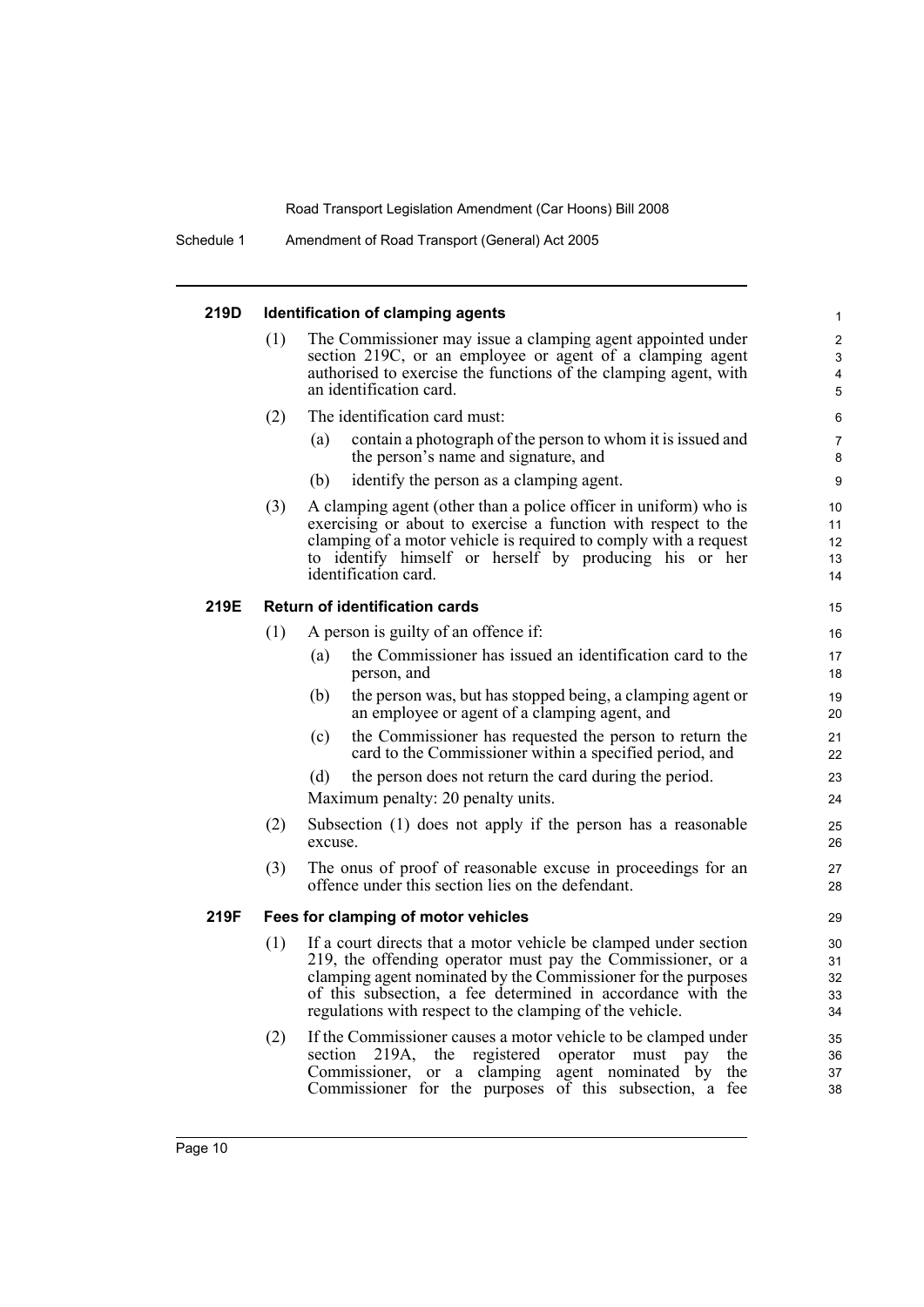#### 219D Identification of clamping agents

(1) The Commissioner may issue a clamping agent appointed under section 219C, or an employee or agent of a clamping agent authorised to exercise the functions of the clamping agent, with an identification card.

(2) The identification card must:

- (a) contain a photograph of the person to whom it is issued and the person's name and signature, and
- (b) identify the person as a clamping agent.

(3) A clamping agent (other than a police officer in uniform) who is exercising or about to exercise a function with respect to the clamping of a motor vehicle is required to comply with a request to identify himself or herself by producing his or her identification card.

#### 219E Return of identification cards

(1) A person is guilty of an offence if:

- (a) the Commissioner has issued an identification card to the person, and
- (b) the person was, but has stopped being, a clamping agent or an employee or agent of a clamping agent, and
- (c) the Commissioner has requested the person to return the card to the Commissioner within a specified period, and
- (d) the person does not return the card during the period.

Maximum penalty: 20 penalty units.

(2) Subsection (1) does not apply if the person has a reasonable excuse.

(3) The onus of proof of reasonable excuse in proceedings for an offence under this section lies on the defendant.

#### 219F Fees for clamping of motor vehicles

(1) If a court directs that a motor vehicle be clamped under section 219, the offending operator must pay the Commissioner, or a clamping agent nominated by the Commissioner for the purposes of this subsection, a fee determined in accordance with the regulations with respect to the clamping of the vehicle.

(2) If the Commissioner causes a motor vehicle to be clamped under section 219A, the registered operator must pay the Commissioner, or a clamping agent nominated by the Commissioner for the purposes of this subsection, a fee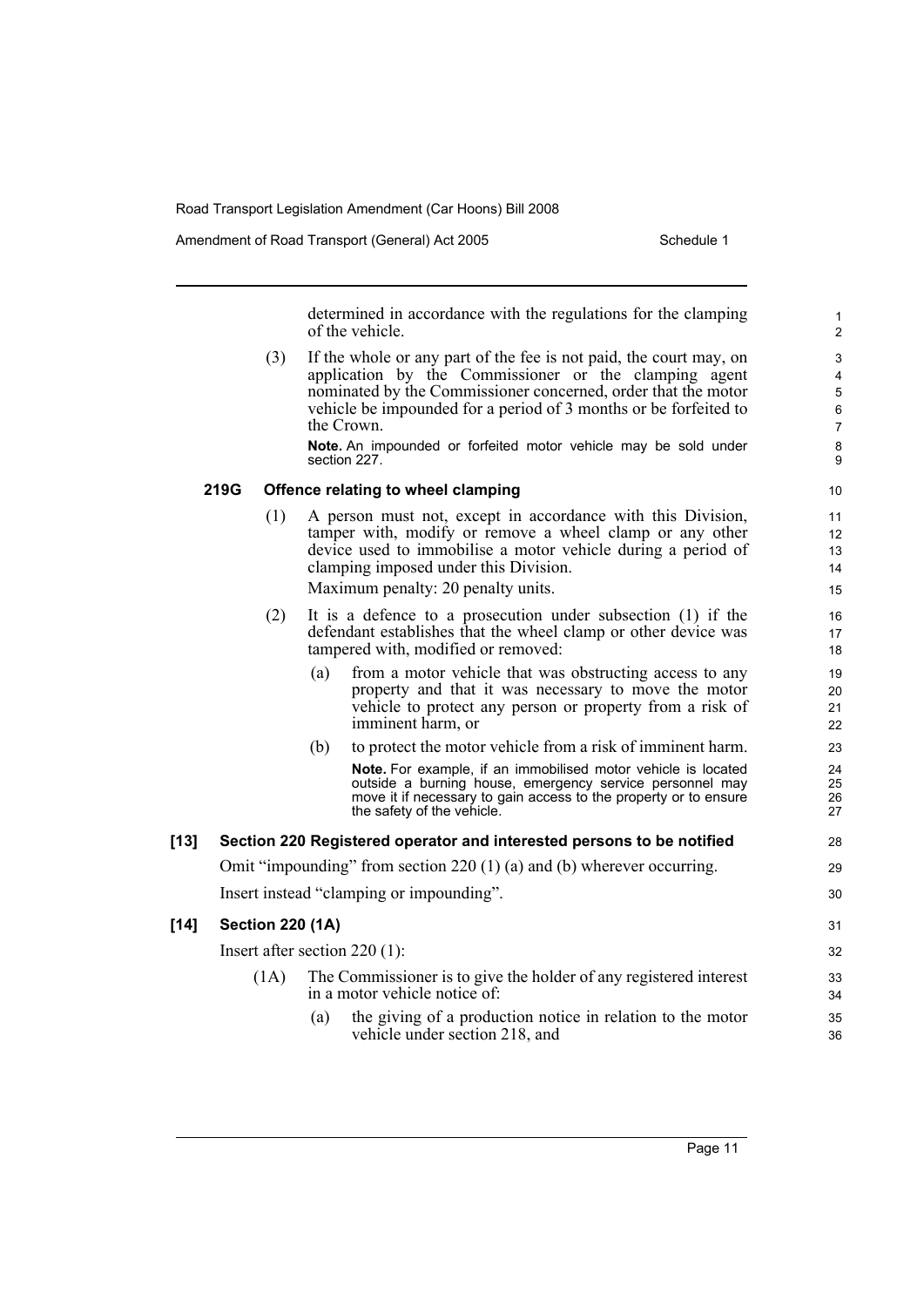determined in accordance with the regulations for the clamping of the vehicle.

(3) If the whole or any part of the fee is not paid, the court may, on application by the Commissioner or the clamping agent nominated by the Commissioner concerned, order that the motor vehicle be impounded for a period of 3 months or be forfeited to the Crown.

**Note.** An impounded or forfeited motor vehicle may be sold under section 227.

### 219G Offence relating to wheel clamping

(1) A person must not, except in accordance with this Division, tamper with, modify or remove a wheel clamp or any other device used to immobilise a motor vehicle during a period of clamping imposed under this Division.

Maximum penalty: 20 penalty units.

(2) It is a defence to a prosecution under subsection (1) if the defendant establishes that the wheel clamp or other device was tampered with, modified or removed:

(a) from a motor vehicle that was obstructing access to any property and that it was necessary to move the motor vehicle to protect any person or property from a risk of imminent harm, or

(b) to protect the motor vehicle from a risk of imminent harm.

**Note.** For example, if an immobilised motor vehicle is located outside a burning house, emergency service personnel may move it if necessary to gain access to the property or to ensure the safety of the vehicle.

## [13] Section 220 Registered operator and interested persons to be notified

Omit "impounding" from section 220 (1) (a) and (b) wherever occurring.

Insert instead "clamping or impounding".

## [14] Section 220 (1A)

Insert after section 220 (1):

(1A) The Commissioner is to give the holder of any registered interest in a motor vehicle notice of:

(a) the giving of a production notice in relation to the motor vehicle under section 218, and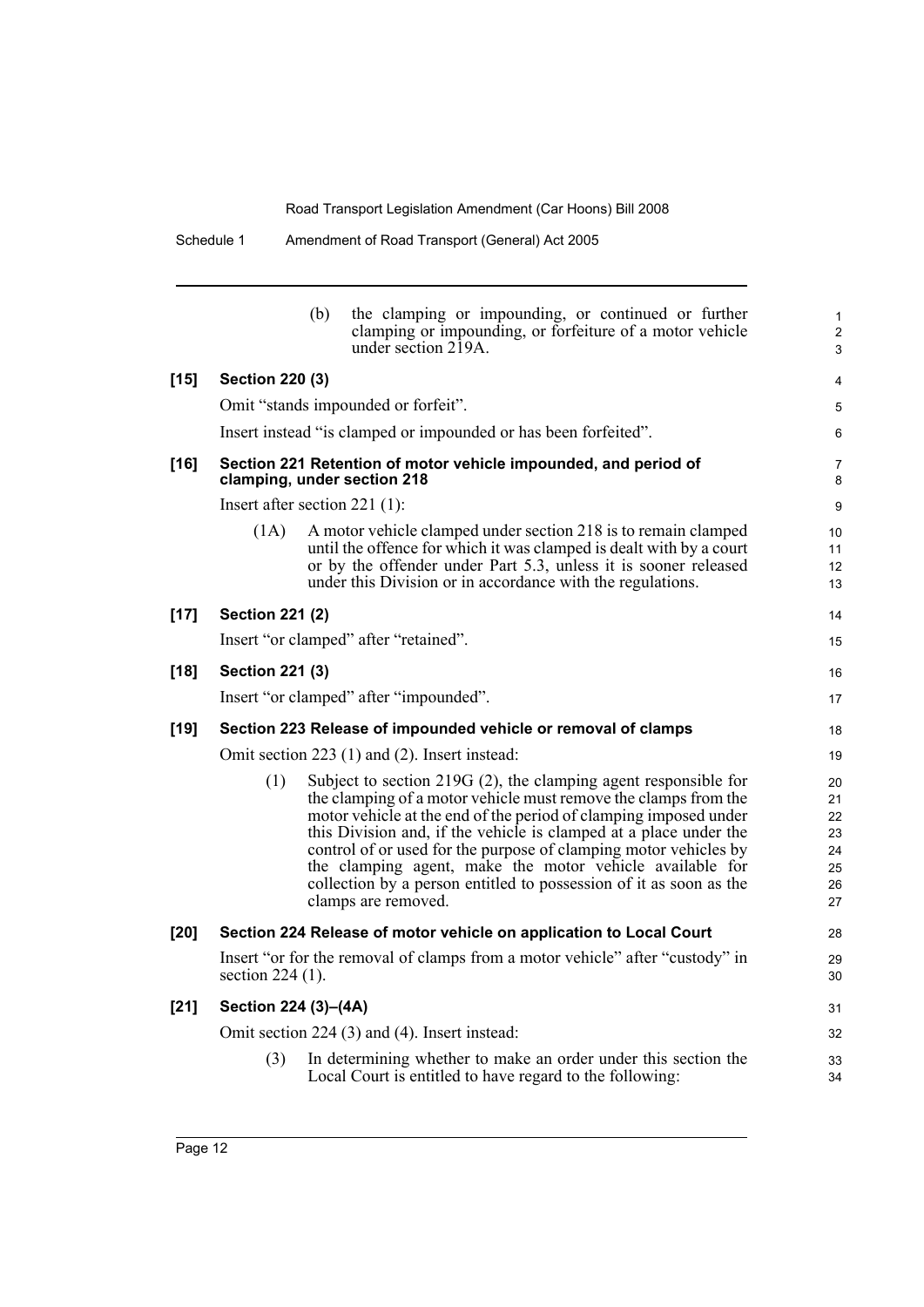(b) the clamping or impounding, or continued or further clamping or impounding, or forfeiture of a motor vehicle under section 219A.

**[15] Section 220 (3)**

Omit "stands impounded or forfeit".

Insert instead "is clamped or impounded or has been forfeited".

**[16] Section 221 Retention of motor vehicle impounded, and period of clamping, under section 218**

Insert after section 221 (1):

(1A) A motor vehicle clamped under section 218 is to remain clamped until the offence for which it was clamped is dealt with by a court or by the offender under Part 5.3, unless it is sooner released under this Division or in accordance with the regulations.

**[17] Section 221 (2)**

Insert "or clamped" after "retained".

**[18] Section 221 (3)**

Insert "or clamped" after "impounded".

**[19] Section 223 Release of impounded vehicle or removal of clamps**

Omit section 223 (1) and (2). Insert instead:

(1) Subject to section 219G (2), the clamping agent responsible for the clamping of a motor vehicle must remove the clamps from the motor vehicle at the end of the period of clamping imposed under this Division and, if the vehicle is clamped at a place under the control of or used for the purpose of clamping motor vehicles by the clamping agent, make the motor vehicle available for collection by a person entitled to possession of it as soon as the clamps are removed.

**[20] Section 224 Release of motor vehicle on application to Local Court**

Insert "or for the removal of clamps from a motor vehicle" after "custody" in section 224 (1).

**[21] Section 224 (3)–(4A)**

Omit section 224 (3) and (4). Insert instead:

(3) In determining whether to make an order under this section the Local Court is entitled to have regard to the following: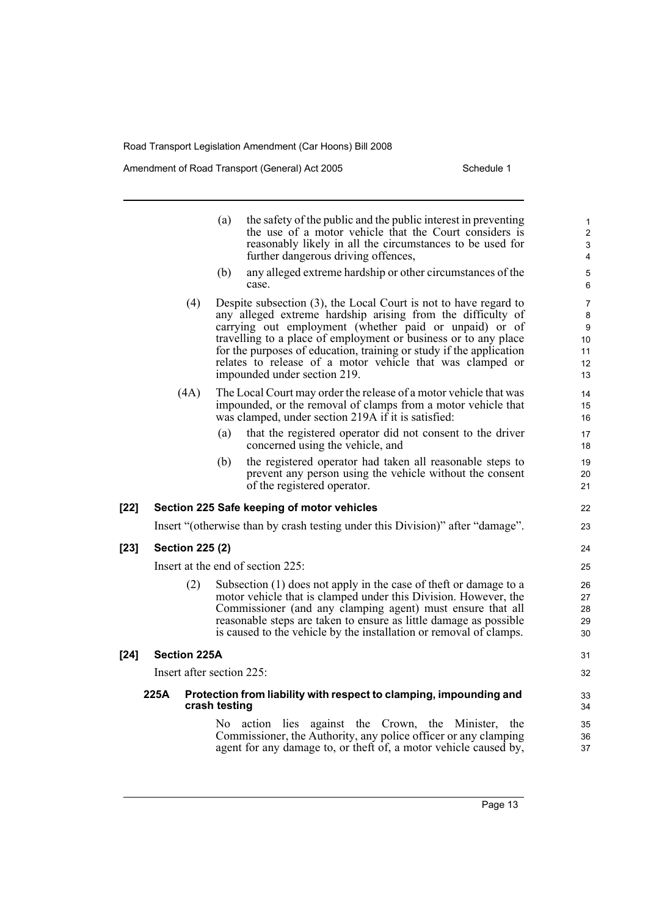(a) the safety of the public and the public interest in preventing the use of a motor vehicle that the Court considers is reasonably likely in all the circumstances to be used for further dangerous driving offences,

(b) any alleged extreme hardship or other circumstances of the case.

(4) Despite subsection (3), the Local Court is not to have regard to any alleged extreme hardship arising from the difficulty of carrying out employment (whether paid or unpaid) or of travelling to a place of employment or business or to any place for the purposes of education, training or study if the application relates to release of a motor vehicle that was clamped or impounded under section 219.

(4A) The Local Court may order the release of a motor vehicle that was impounded, or the removal of clamps from a motor vehicle that was clamped, under section 219A if it is satisfied:

(a) that the registered operator did not consent to the driver concerned using the vehicle, and

(b) the registered operator had taken all reasonable steps to prevent any person using the vehicle without the consent of the registered operator.

**[22] Section 225 Safe keeping of motor vehicles**

Insert "(otherwise than by crash testing under this Division)" after "damage".

**[23] Section 225 (2)**

Insert at the end of section 225:

(2) Subsection (1) does not apply in the case of theft or damage to a motor vehicle that is clamped under this Division. However, the Commissioner (and any clamping agent) must ensure that all reasonable steps are taken to ensure as little damage as possible is caused to the vehicle by the installation or removal of clamps.

**[24] Section 225A**

Insert after section 225:

**225A Protection from liability with respect to clamping, impounding and crash testing**

No action lies against the Crown, the Minister, the Commissioner, the Authority, any police officer or any clamping agent for any damage to, or theft of, a motor vehicle caused by,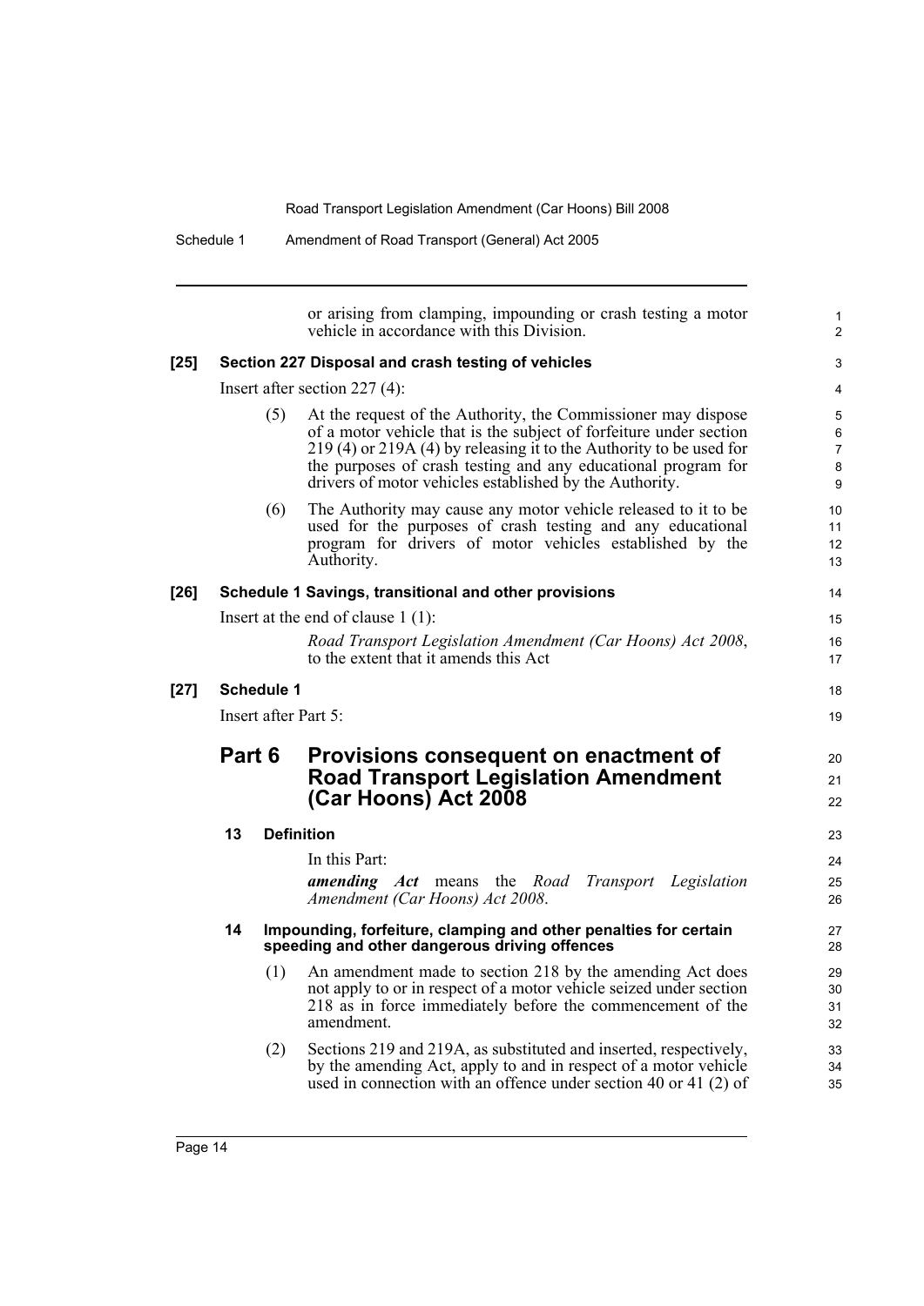or arising from clamping, impounding or crash testing a motor vehicle in accordance with this Division.

**[25] Section 227 Disposal and crash testing of vehicles**

Insert after section 227 (4):

(5) At the request of the Authority, the Commissioner may dispose of a motor vehicle that is the subject of forfeiture under section 219 (4) or 219A (4) by releasing it to the Authority to be used for the purposes of crash testing and any educational program for drivers of motor vehicles established by the Authority.

(6) The Authority may cause any motor vehicle released to it to be used for the purposes of crash testing and any educational program for drivers of motor vehicles established by the Authority.

**[26] Schedule 1 Savings, transitional and other provisions**

Insert at the end of clause 1 (1):

*Road Transport Legislation Amendment (Car Hoons) Act 2008*, to the extent that it amends this Act

**[27] Schedule 1**

Insert after Part 5:

## Part 6 Provisions consequent on enactment of Road Transport Legislation Amendment (Car Hoons) Act 2008

**13 Definition**

In this Part:

***amending Act*** means the *Road Transport Legislation Amendment (Car Hoons) Act 2008*.

**14 Impounding, forfeiture, clamping and other penalties for certain speeding and other dangerous driving offences**

(1) An amendment made to section 218 by the amending Act does not apply to or in respect of a motor vehicle seized under section 218 as in force immediately before the commencement of the amendment.

(2) Sections 219 and 219A, as substituted and inserted, respectively, by the amending Act, apply to and in respect of a motor vehicle used in connection with an offence under section 40 or 41 (2) of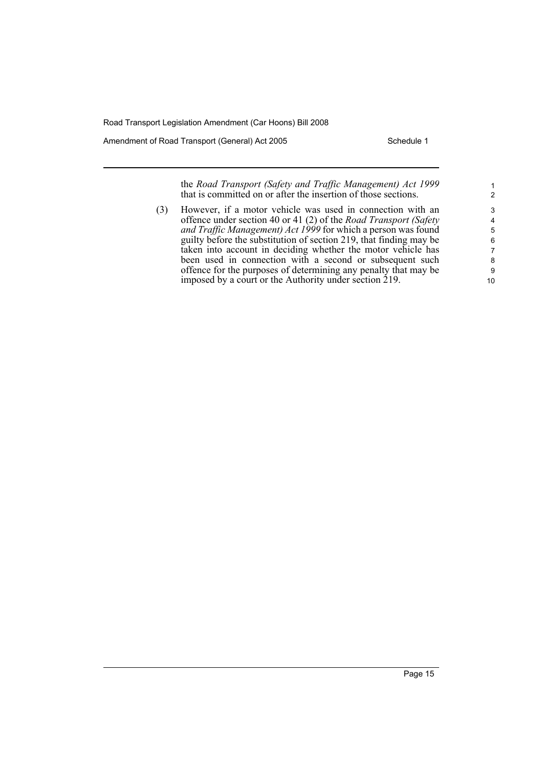the *Road Transport (Safety and Traffic Management) Act 1999* that is committed on or after the insertion of those sections.

(3) However, if a motor vehicle was used in connection with an offence under section 40 or 41 (2) of the *Road Transport (Safety and Traffic Management) Act 1999* for which a person was found guilty before the substitution of section 219, that finding may be taken into account in deciding whether the motor vehicle has been used in connection with a second or subsequent such offence for the purposes of determining any penalty that may be imposed by a court or the Authority under section 219.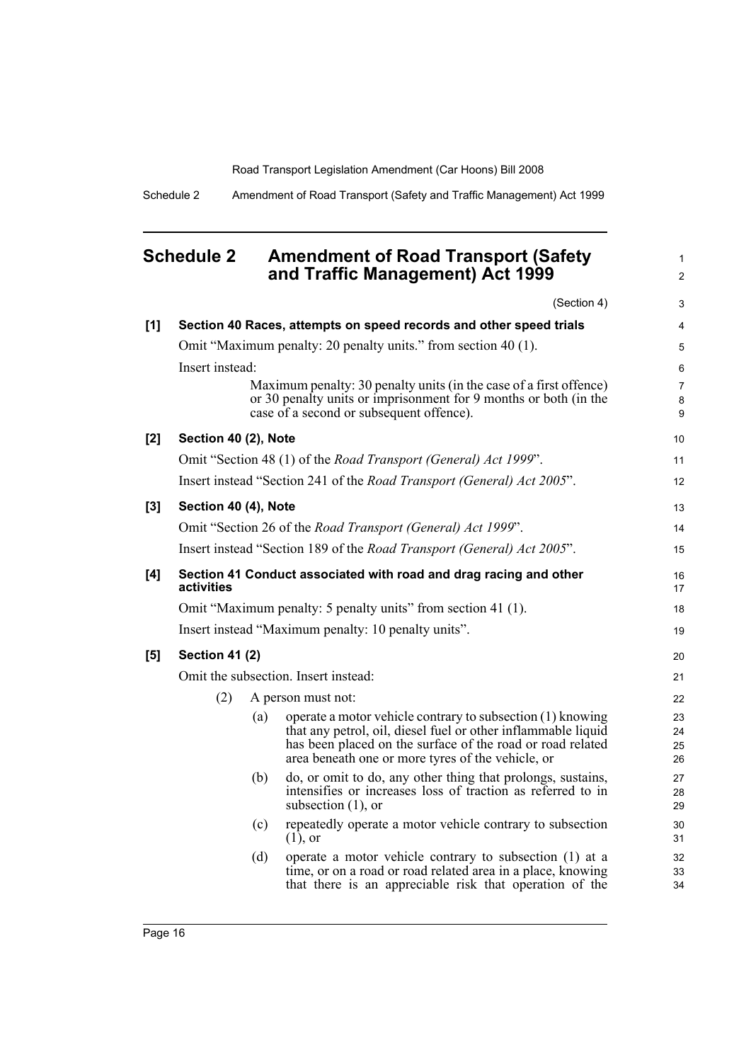## Schedule 2 Amendment of Road Transport (Safety and Traffic Management) Act 1999

(Section 4)

**[1] Section 40 Races, attempts on speed records and other speed trials**

Omit "Maximum penalty: 20 penalty units." from section 40 (1).

Insert instead:

> Maximum penalty: 30 penalty units (in the case of a first offence) or 30 penalty units or imprisonment for 9 months or both (in the case of a second or subsequent offence).

**[2] Section 40 (2), Note**

Omit "Section 48 (1) of the *Road Transport (General) Act 1999*".

Insert instead "Section 241 of the *Road Transport (General) Act 2005*".

**[3] Section 40 (4), Note**

Omit "Section 26 of the *Road Transport (General) Act 1999*".

Insert instead "Section 189 of the *Road Transport (General) Act 2005*".

**[4] Section 41 Conduct associated with road and drag racing and other activities**

Omit "Maximum penalty: 5 penalty units" from section 41 (1).

Insert instead "Maximum penalty: 10 penalty units".

**[5] Section 41 (2)**

Omit the subsection. Insert instead:

(2) A person must not:

(a) operate a motor vehicle contrary to subsection (1) knowing that any petrol, oil, diesel fuel or other inflammable liquid has been placed on the surface of the road or road related area beneath one or more tyres of the vehicle, or

(b) do, or omit to do, any other thing that prolongs, sustains, intensifies or increases loss of traction as referred to in subsection (1), or

(c) repeatedly operate a motor vehicle contrary to subsection (1), or

(d) operate a motor vehicle contrary to subsection (1) at a time, or on a road or road related area in a place, knowing that there is an appreciable risk that operation of the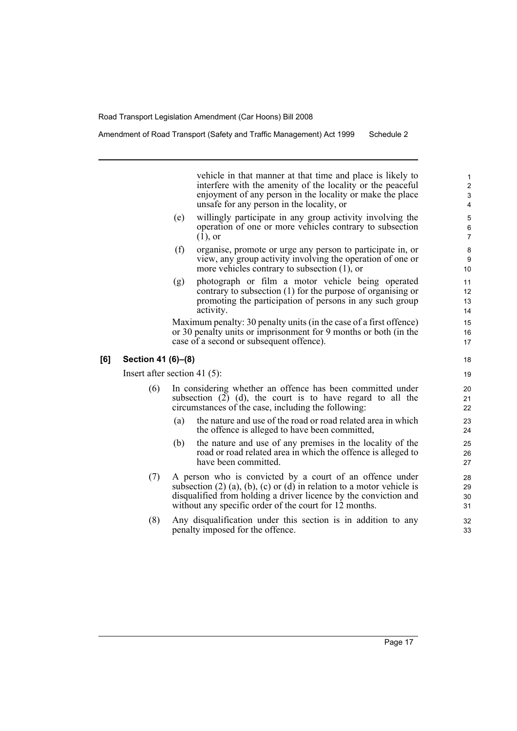vehicle in that manner at that time and place is likely to interfere with the amenity of the locality or the peaceful enjoyment of any person in the locality or make the place unsafe for any person in the locality, or

(e) willingly participate in any group activity involving the operation of one or more vehicles contrary to subsection (1), or

(f) organise, promote or urge any person to participate in, or view, any group activity involving the operation of one or more vehicles contrary to subsection (1), or

(g) photograph or film a motor vehicle being operated contrary to subsection (1) for the purpose of organising or promoting the participation of persons in any such group activity.

Maximum penalty: 30 penalty units (in the case of a first offence) or 30 penalty units or imprisonment for 9 months or both (in the case of a second or subsequent offence).

**[6] Section 41 (6)–(8)**

Insert after section 41 (5):

(6) In considering whether an offence has been committed under subsection (2) (d), the court is to have regard to all the circumstances of the case, including the following:

(a) the nature and use of the road or road related area in which the offence is alleged to have been committed,

(b) the nature and use of any premises in the locality of the road or road related area in which the offence is alleged to have been committed.

(7) A person who is convicted by a court of an offence under subsection (2) (a), (b), (c) or (d) in relation to a motor vehicle is disqualified from holding a driver licence by the conviction and without any specific order of the court for 12 months.

(8) Any disqualification under this section is in addition to any penalty imposed for the offence.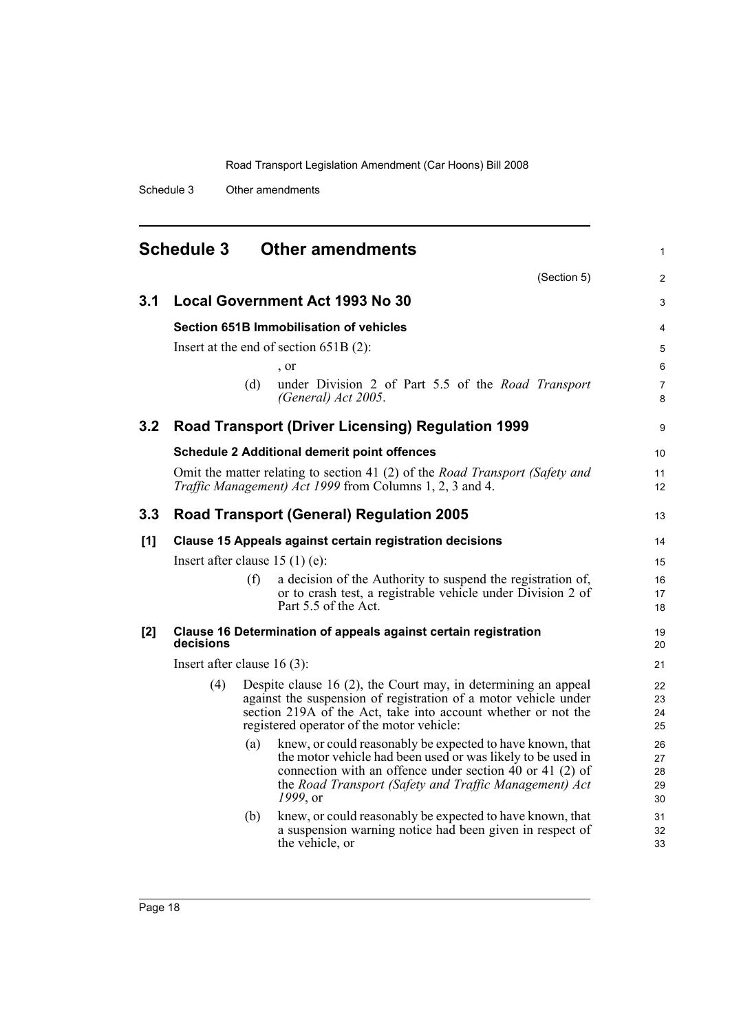## Schedule 3 Other amendments

(Section 5)

### 3.1 Local Government Act 1993 No 30

**Section 651B Immobilisation of vehicles**

Insert at the end of section 651B (2):

, or

(d) under Division 2 of Part 5.5 of the *Road Transport (General) Act 2005*.

### 3.2 Road Transport (Driver Licensing) Regulation 1999

**Schedule 2 Additional demerit point offences**

Omit the matter relating to section 41 (2) of the *Road Transport (Safety and Traffic Management) Act 1999* from Columns 1, 2, 3 and 4.

### 3.3 Road Transport (General) Regulation 2005

**[1] Clause 15 Appeals against certain registration decisions**

Insert after clause 15 (1) (e):

(f) a decision of the Authority to suspend the registration of, or to crash test, a registrable vehicle under Division 2 of Part 5.5 of the Act.

**[2] Clause 16 Determination of appeals against certain registration decisions**

Insert after clause 16 (3):

(4) Despite clause 16 (2), the Court may, in determining an appeal against the suspension of registration of a motor vehicle under section 219A of the Act, take into account whether or not the registered operator of the motor vehicle:

(a) knew, or could reasonably be expected to have known, that the motor vehicle had been used or was likely to be used in connection with an offence under section 40 or 41 (2) of the *Road Transport (Safety and Traffic Management) Act 1999*, or

(b) knew, or could reasonably be expected to have known, that a suspension warning notice had been given in respect of the vehicle, or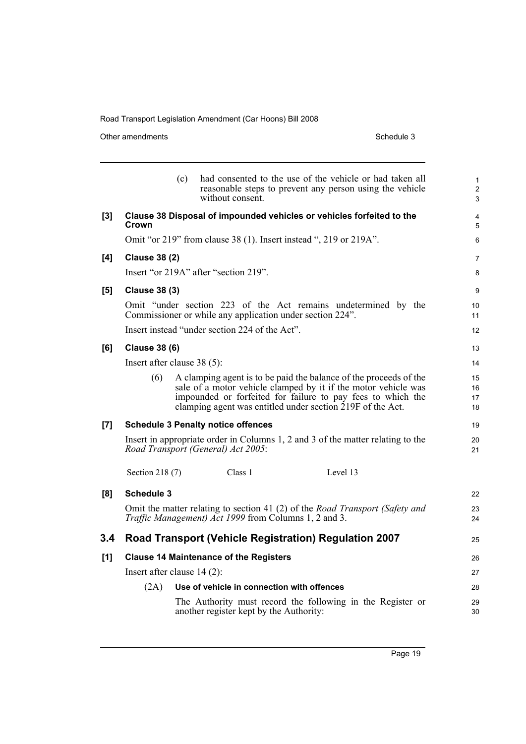(c) had consented to the use of the vehicle or had taken all reasonable steps to prevent any person using the vehicle without consent.

**[3] Clause 38 Disposal of impounded vehicles or vehicles forfeited to the Crown**

Omit "or 219" from clause 38 (1). Insert instead ", 219 or 219A".

**[4] Clause 38 (2)**

Insert "or 219A" after "section 219".

**[5] Clause 38 (3)**

Omit "under section 223 of the Act remains undetermined by the Commissioner or while any application under section 224".

Insert instead "under section 224 of the Act".

**[6] Clause 38 (6)**

Insert after clause 38 (5):

(6) A clamping agent is to be paid the balance of the proceeds of the sale of a motor vehicle clamped by it if the motor vehicle was impounded or forfeited for failure to pay fees to which the clamping agent was entitled under section 219F of the Act.

**[7] Schedule 3 Penalty notice offences**

Insert in appropriate order in Columns 1, 2 and 3 of the matter relating to the *Road Transport (General) Act 2005*:

| | | |
|---|---|---|
| Section 218 (7) | Class 1 | Level 13 |

**[8] Schedule 3**

Omit the matter relating to section 41 (2) of the *Road Transport (Safety and Traffic Management) Act 1999* from Columns 1, 2 and 3.

## 3.4 Road Transport (Vehicle Registration) Regulation 2007

**[1] Clause 14 Maintenance of the Registers**

Insert after clause 14 (2):

(2A) **Use of vehicle in connection with offences**

The Authority must record the following in the Register or another register kept by the Authority: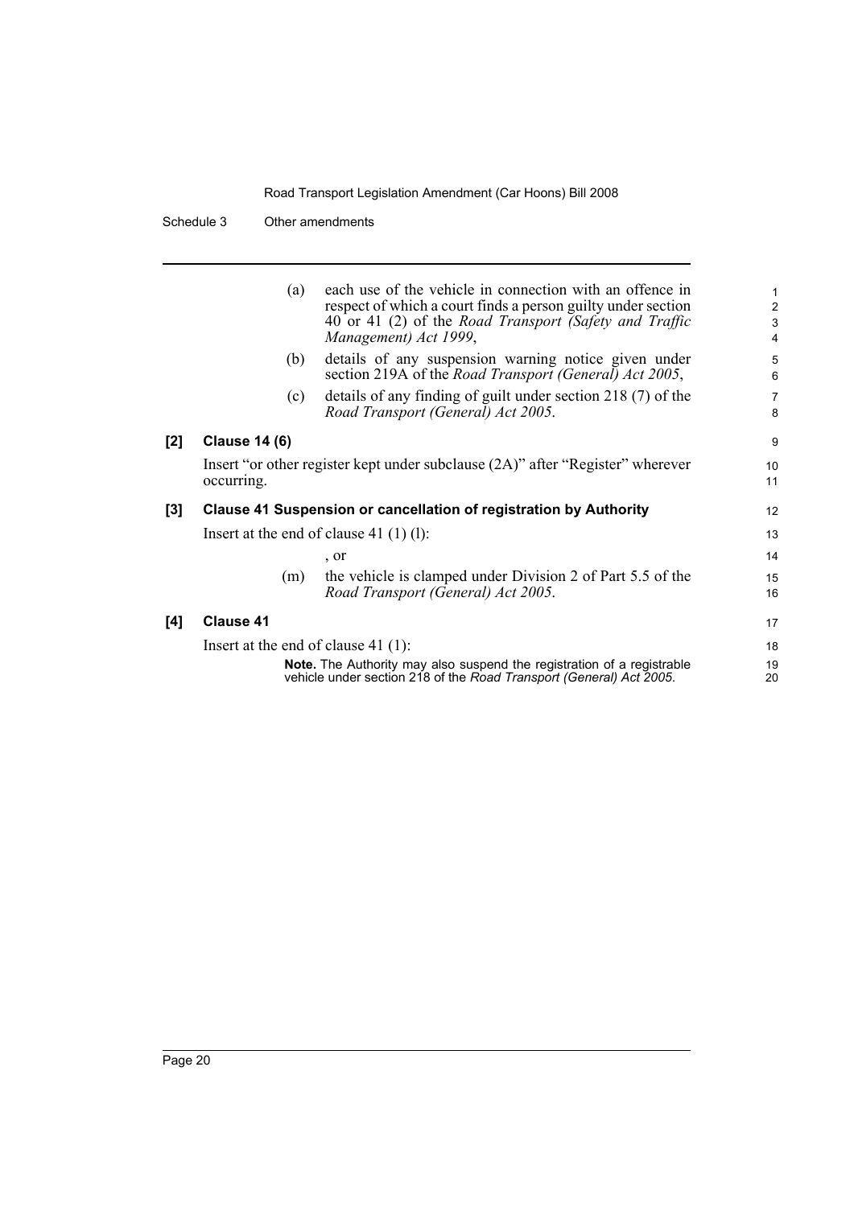(a) each use of the vehicle in connection with an offence in respect of which a court finds a person guilty under section 40 or 41 (2) of the *Road Transport (Safety and Traffic Management) Act 1999*,

(b) details of any suspension warning notice given under section 219A of the *Road Transport (General) Act 2005*,

(c) details of any finding of guilt under section 218 (7) of the *Road Transport (General) Act 2005*.

**[2] Clause 14 (6)**

Insert "or other register kept under subclause (2A)" after "Register" wherever occurring.

**[3] Clause 41 Suspension or cancellation of registration by Authority**

Insert at the end of clause 41 (1) (l):

, or

(m) the vehicle is clamped under Division 2 of Part 5.5 of the *Road Transport (General) Act 2005*.

**[4] Clause 41**

Insert at the end of clause 41 (1):

**Note.** The Authority may also suspend the registration of a registrable vehicle under section 218 of the *Road Transport (General) Act 2005*.